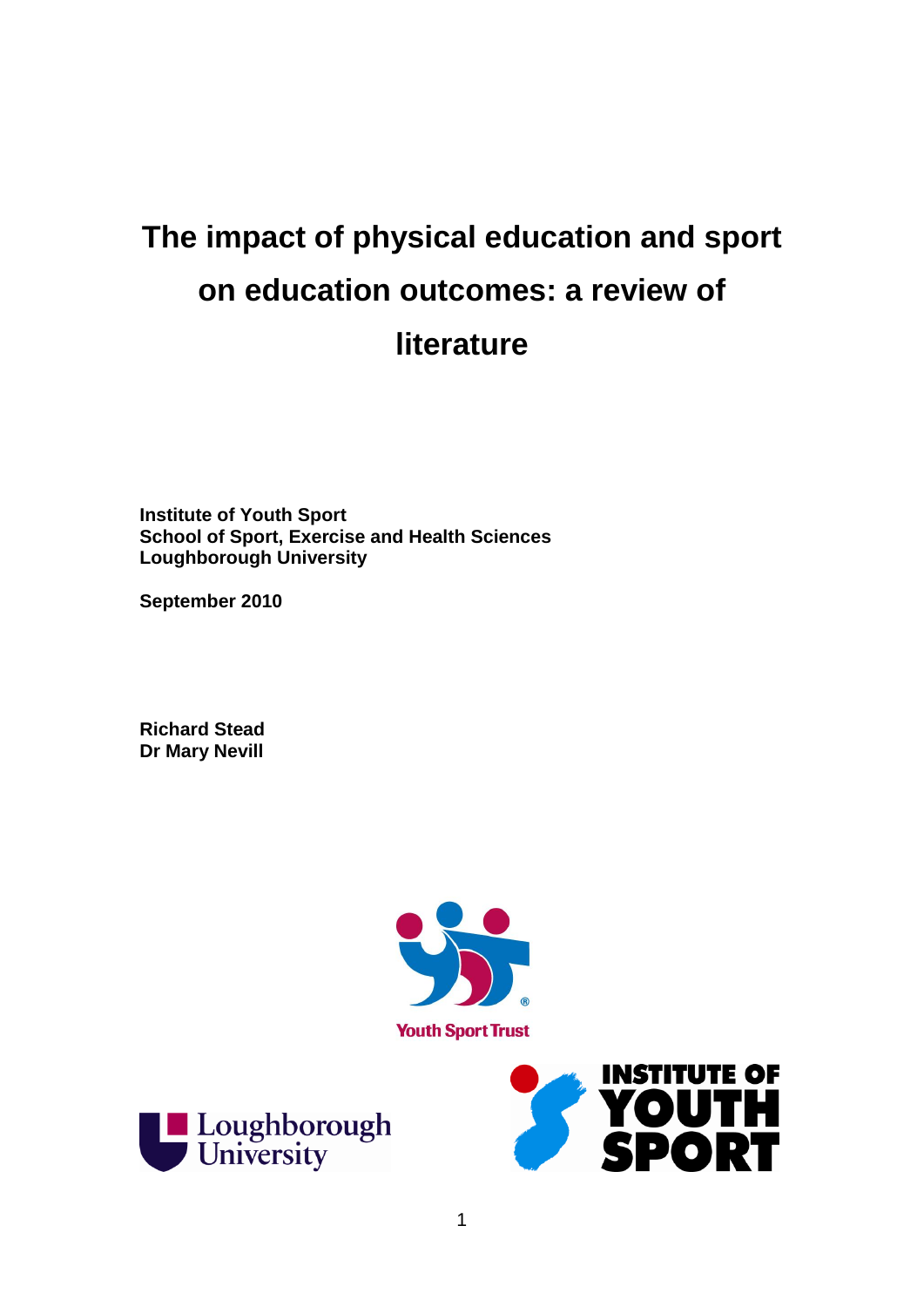# The impact of physical education and sport on education outcomes: a review of literature

**Institute of Youth Sport**
**School of Sport, Exercise and Health Sciences**
**Loughborough University**

**September 2010**

**Richard Stead**
**Dr Mary Nevill**

Youth Sport Trust

Loughborough University

INSTITUTE OF YOUTH SPORT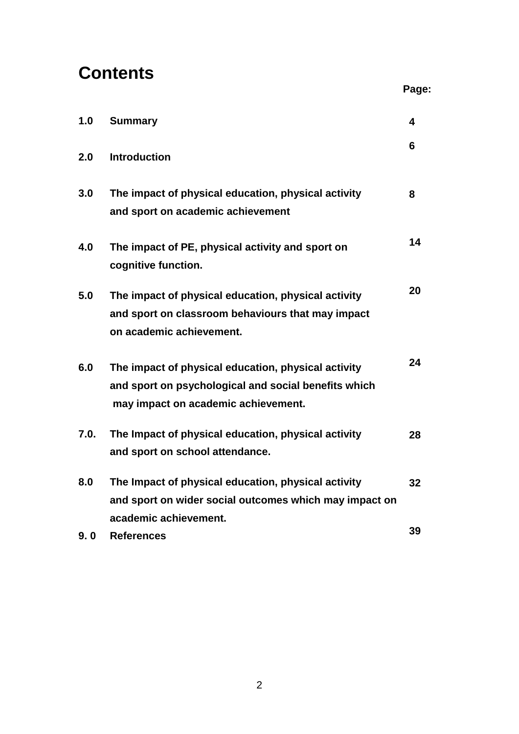# Contents

| | | Page: |
|---|---|---|
| **1.0** | **Summary** | **4** |
| **2.0** | **Introduction** | **6** |
| **3.0** | **The impact of physical education, physical activity and sport on academic achievement** | **8** |
| **4.0** | **The impact of PE, physical activity and sport on cognitive function.** | **14** |
| **5.0** | **The impact of physical education, physical activity and sport on classroom behaviours that may impact on academic achievement.** | **20** |
| **6.0** | **The impact of physical education, physical activity and sport on psychological and social benefits which may impact on academic achievement.** | **24** |
| **7.0.** | **The Impact of physical education, physical activity and sport on school attendance.** | **28** |
| **8.0** | **The Impact of physical education, physical activity and sport on wider social outcomes which may impact on academic achievement.** | **32** |
| **9. 0** | **References** | **39** |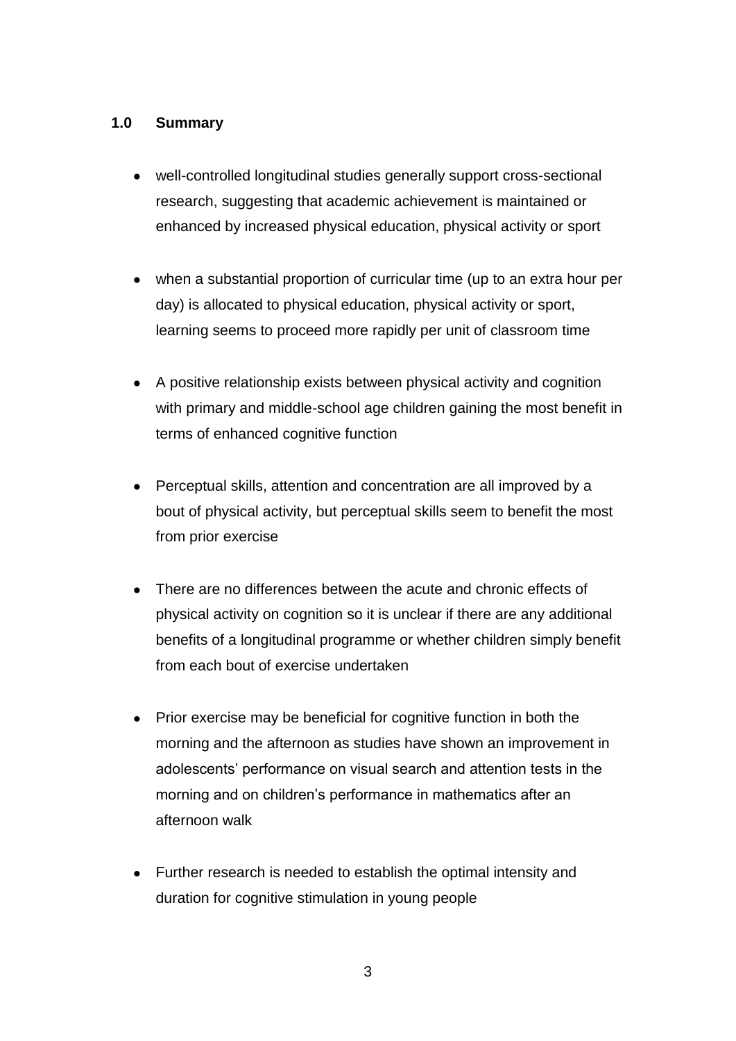## 1.0 Summary

- well-controlled longitudinal studies generally support cross-sectional research, suggesting that academic achievement is maintained or enhanced by increased physical education, physical activity or sport
- when a substantial proportion of curricular time (up to an extra hour per day) is allocated to physical education, physical activity or sport, learning seems to proceed more rapidly per unit of classroom time
- A positive relationship exists between physical activity and cognition with primary and middle-school age children gaining the most benefit in terms of enhanced cognitive function
- Perceptual skills, attention and concentration are all improved by a bout of physical activity, but perceptual skills seem to benefit the most from prior exercise
- There are no differences between the acute and chronic effects of physical activity on cognition so it is unclear if there are any additional benefits of a longitudinal programme or whether children simply benefit from each bout of exercise undertaken
- Prior exercise may be beneficial for cognitive function in both the morning and the afternoon as studies have shown an improvement in adolescents' performance on visual search and attention tests in the morning and on children's performance in mathematics after an afternoon walk
- Further research is needed to establish the optimal intensity and duration for cognitive stimulation in young people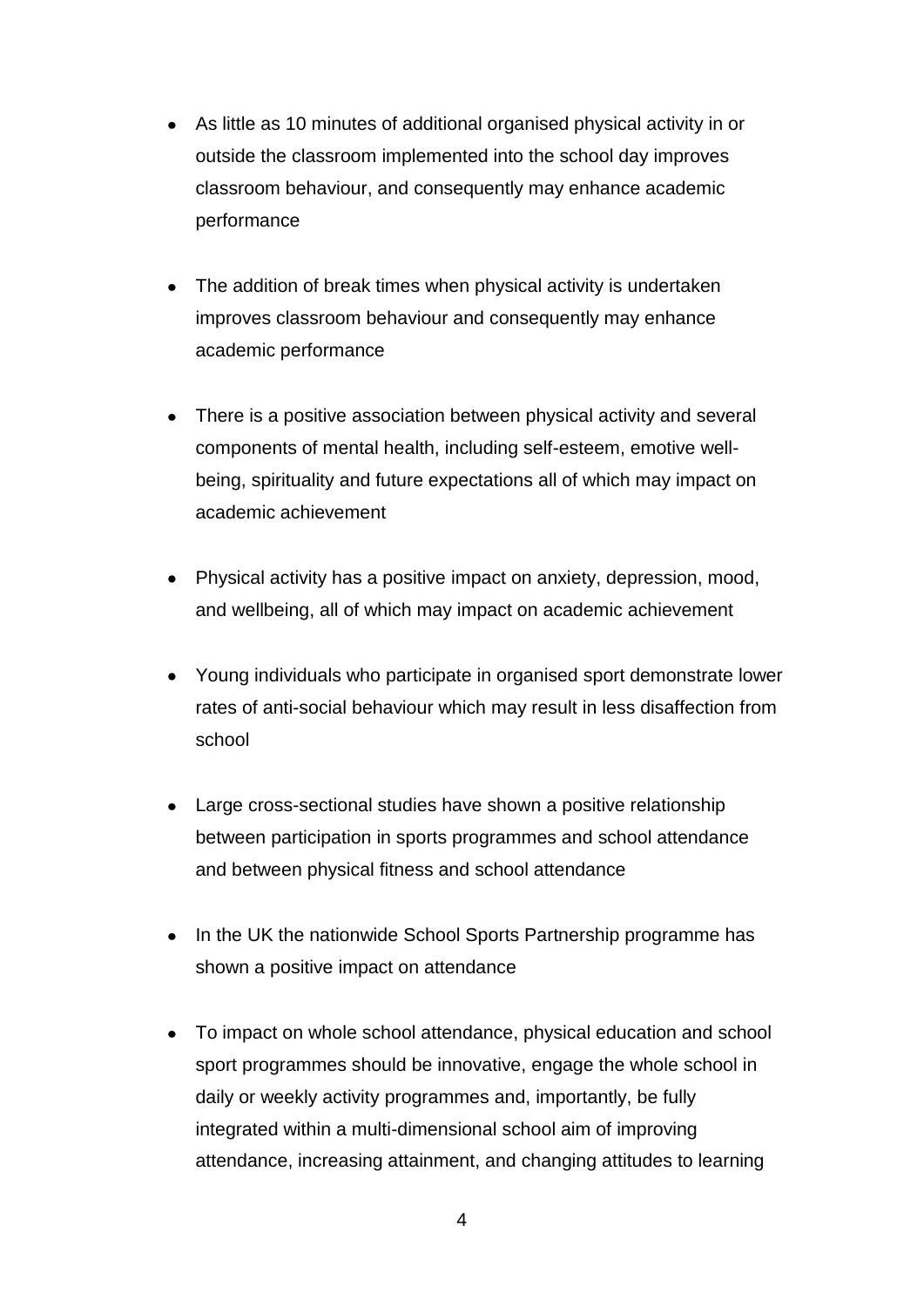- As little as 10 minutes of additional organised physical activity in or outside the classroom implemented into the school day improves classroom behaviour, and consequently may enhance academic performance

- The addition of break times when physical activity is undertaken improves classroom behaviour and consequently may enhance academic performance

- There is a positive association between physical activity and several components of mental health, including self-esteem, emotive well-being, spirituality and future expectations all of which may impact on academic achievement

- Physical activity has a positive impact on anxiety, depression, mood, and wellbeing, all of which may impact on academic achievement

- Young individuals who participate in organised sport demonstrate lower rates of anti-social behaviour which may result in less disaffection from school

- Large cross-sectional studies have shown a positive relationship between participation in sports programmes and school attendance and between physical fitness and school attendance

- In the UK the nationwide School Sports Partnership programme has shown a positive impact on attendance

- To impact on whole school attendance, physical education and school sport programmes should be innovative, engage the whole school in daily or weekly activity programmes and, importantly, be fully integrated within a multi-dimensional school aim of improving attendance, increasing attainment, and changing attitudes to learning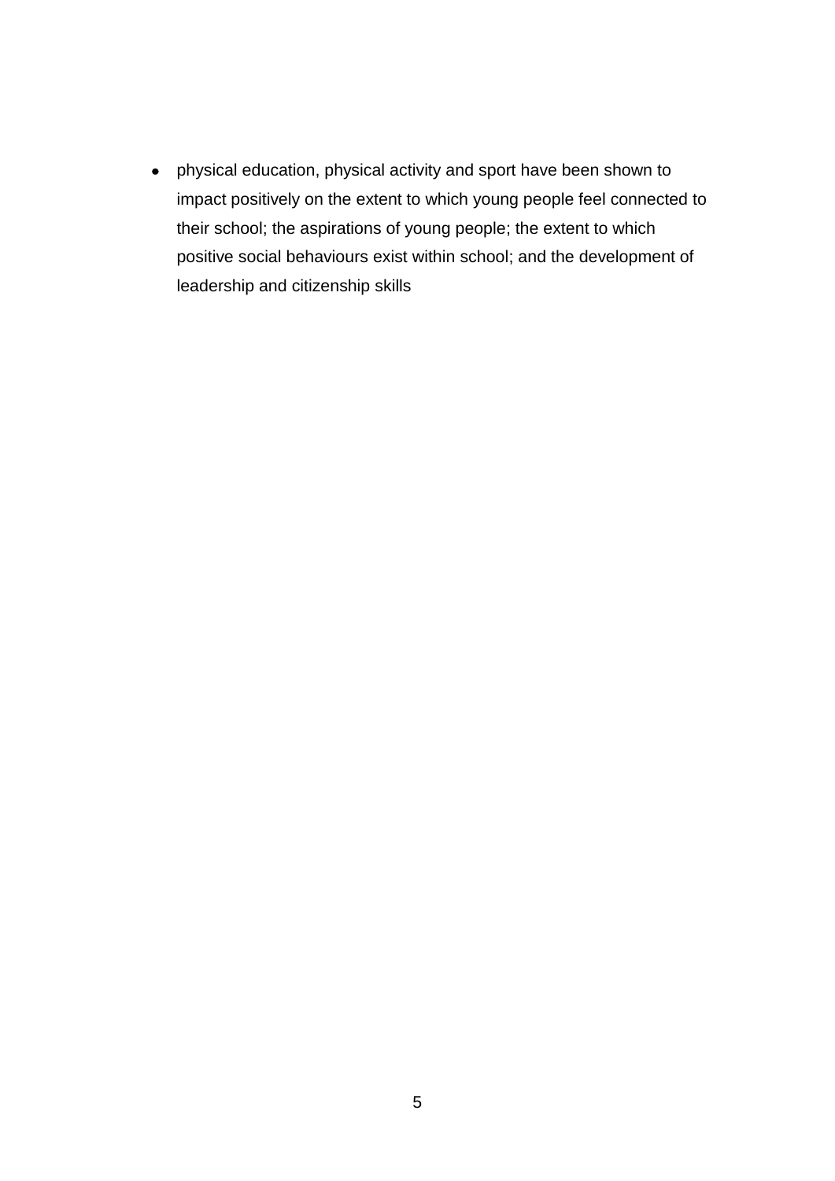- physical education, physical activity and sport have been shown to impact positively on the extent to which young people feel connected to their school; the aspirations of young people; the extent to which positive social behaviours exist within school; and the development of leadership and citizenship skills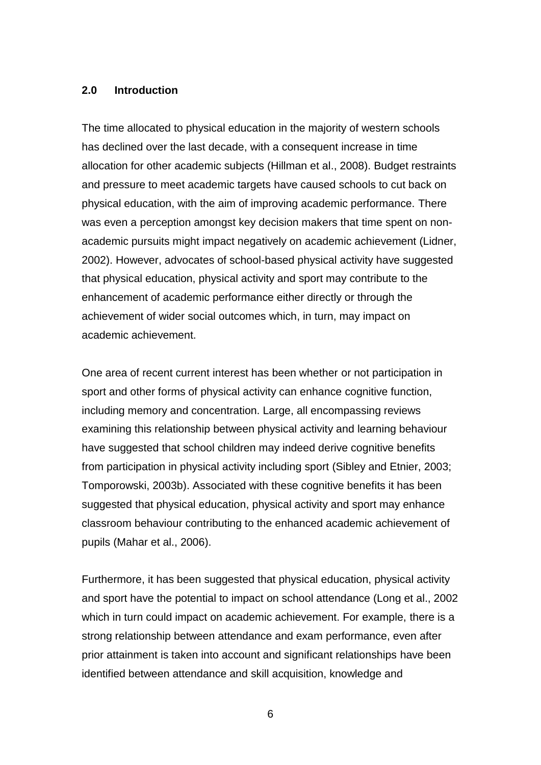## 2.0 Introduction

The time allocated to physical education in the majority of western schools has declined over the last decade, with a consequent increase in time allocation for other academic subjects (Hillman et al., 2008). Budget restraints and pressure to meet academic targets have caused schools to cut back on physical education, with the aim of improving academic performance. There was even a perception amongst key decision makers that time spent on non-academic pursuits might impact negatively on academic achievement (Lidner, 2002). However, advocates of school-based physical activity have suggested that physical education, physical activity and sport may contribute to the enhancement of academic performance either directly or through the achievement of wider social outcomes which, in turn, may impact on academic achievement.

One area of recent current interest has been whether or not participation in sport and other forms of physical activity can enhance cognitive function, including memory and concentration. Large, all encompassing reviews examining this relationship between physical activity and learning behaviour have suggested that school children may indeed derive cognitive benefits from participation in physical activity including sport (Sibley and Etnier, 2003; Tomporowski, 2003b). Associated with these cognitive benefits it has been suggested that physical education, physical activity and sport may enhance classroom behaviour contributing to the enhanced academic achievement of pupils (Mahar et al., 2006).

Furthermore, it has been suggested that physical education, physical activity and sport have the potential to impact on school attendance (Long et al., 2002 which in turn could impact on academic achievement. For example, there is a strong relationship between attendance and exam performance, even after prior attainment is taken into account and significant relationships have been identified between attendance and skill acquisition, knowledge and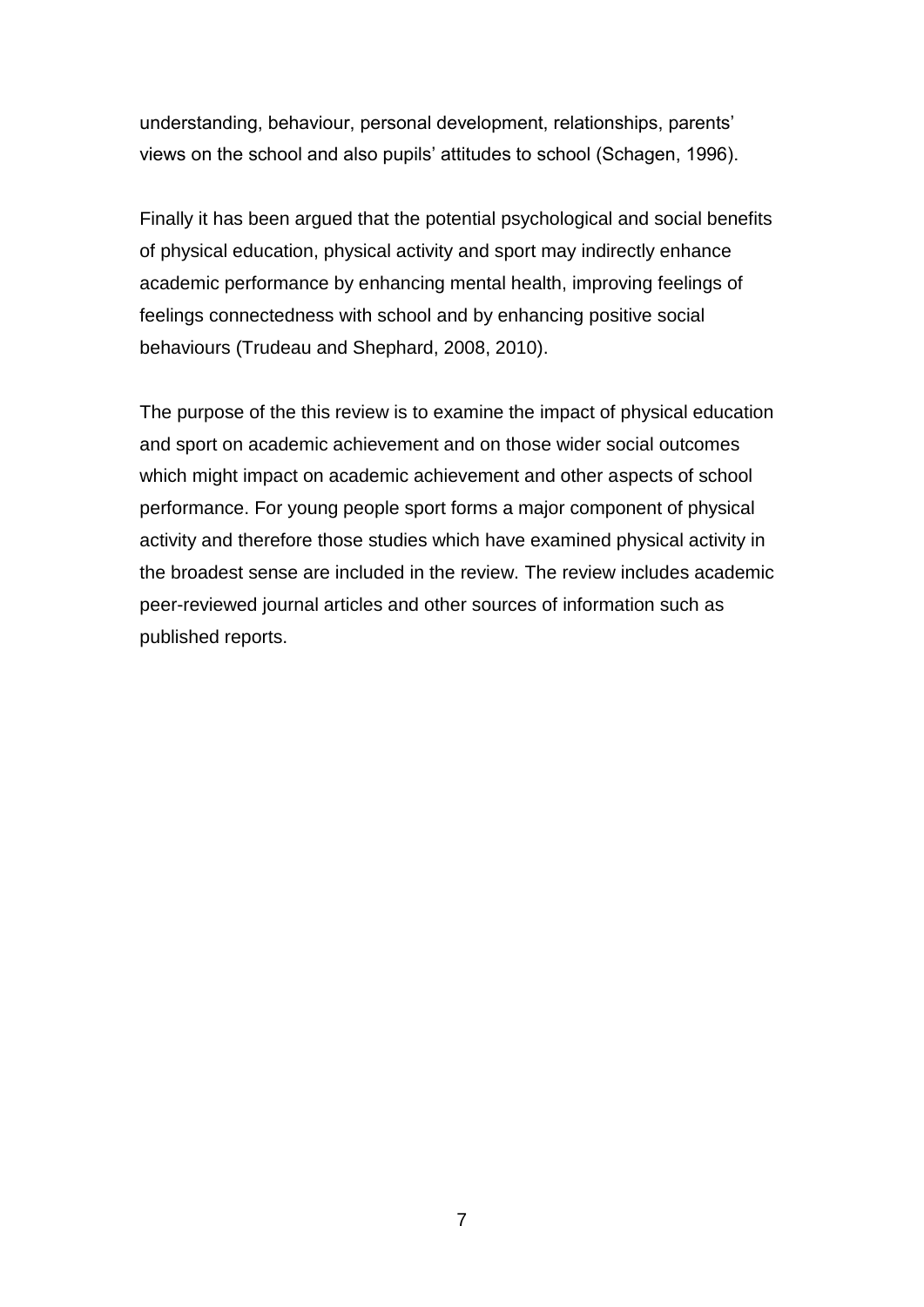understanding, behaviour, personal development, relationships, parents' views on the school and also pupils' attitudes to school (Schagen, 1996).

Finally it has been argued that the potential psychological and social benefits of physical education, physical activity and sport may indirectly enhance academic performance by enhancing mental health, improving feelings of feelings connectedness with school and by enhancing positive social behaviours (Trudeau and Shephard, 2008, 2010).

The purpose of the this review is to examine the impact of physical education and sport on academic achievement and on those wider social outcomes which might impact on academic achievement and other aspects of school performance. For young people sport forms a major component of physical activity and therefore those studies which have examined physical activity in the broadest sense are included in the review. The review includes academic peer-reviewed journal articles and other sources of information such as published reports.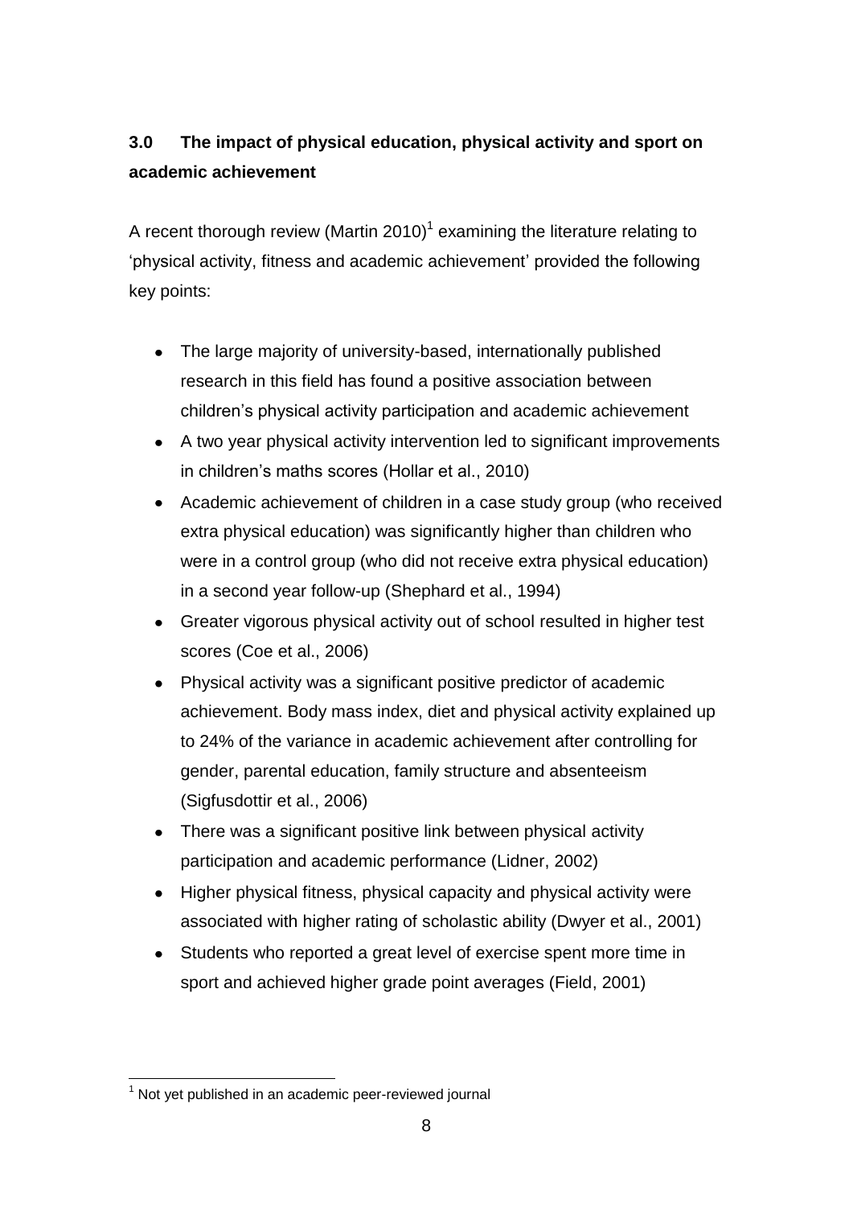## 3.0 The impact of physical education, physical activity and sport on academic achievement

A recent thorough review (Martin 2010)[1] examining the literature relating to 'physical activity, fitness and academic achievement' provided the following key points:

- The large majority of university-based, internationally published research in this field has found a positive association between children's physical activity participation and academic achievement
- A two year physical activity intervention led to significant improvements in children's maths scores (Hollar et al., 2010)
- Academic achievement of children in a case study group (who received extra physical education) was significantly higher than children who were in a control group (who did not receive extra physical education) in a second year follow-up (Shephard et al., 1994)
- Greater vigorous physical activity out of school resulted in higher test scores (Coe et al., 2006)
- Physical activity was a significant positive predictor of academic achievement. Body mass index, diet and physical activity explained up to 24% of the variance in academic achievement after controlling for gender, parental education, family structure and absenteeism (Sigfusdottir et al., 2006)
- There was a significant positive link between physical activity participation and academic performance (Lidner, 2002)
- Higher physical fitness, physical capacity and physical activity were associated with higher rating of scholastic ability (Dwyer et al., 2001)
- Students who reported a great level of exercise spent more time in sport and achieved higher grade point averages (Field, 2001)

[1] Not yet published in an academic peer-reviewed journal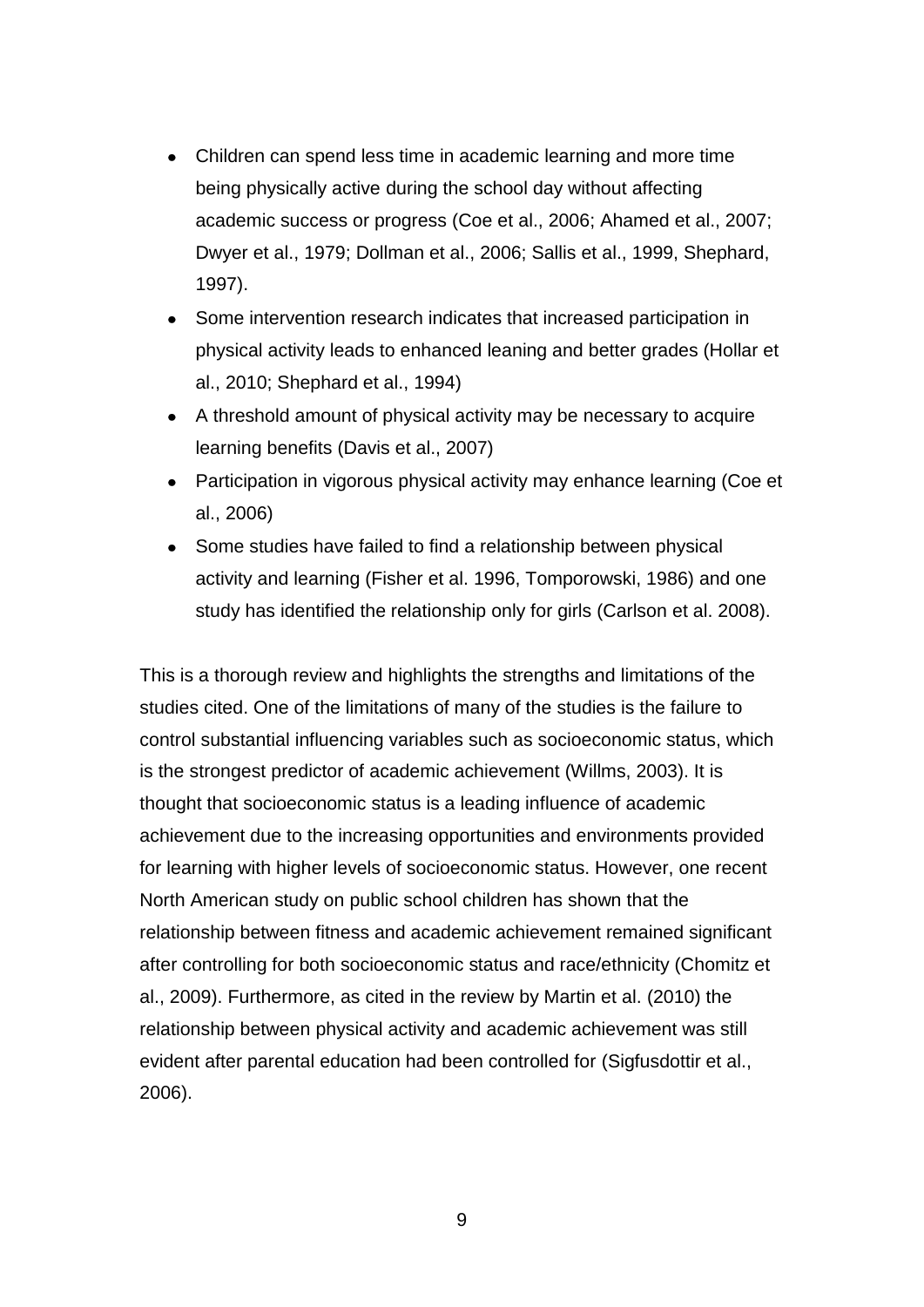- Children can spend less time in academic learning and more time being physically active during the school day without affecting academic success or progress (Coe et al., 2006; Ahamed et al., 2007; Dwyer et al., 1979; Dollman et al., 2006; Sallis et al., 1999, Shephard, 1997).
- Some intervention research indicates that increased participation in physical activity leads to enhanced leaning and better grades (Hollar et al., 2010; Shephard et al., 1994)
- A threshold amount of physical activity may be necessary to acquire learning benefits (Davis et al., 2007)
- Participation in vigorous physical activity may enhance learning (Coe et al., 2006)
- Some studies have failed to find a relationship between physical activity and learning (Fisher et al. 1996, Tomporowski, 1986) and one study has identified the relationship only for girls (Carlson et al. 2008).

This is a thorough review and highlights the strengths and limitations of the studies cited. One of the limitations of many of the studies is the failure to control substantial influencing variables such as socioeconomic status, which is the strongest predictor of academic achievement (Willms, 2003). It is thought that socioeconomic status is a leading influence of academic achievement due to the increasing opportunities and environments provided for learning with higher levels of socioeconomic status. However, one recent North American study on public school children has shown that the relationship between fitness and academic achievement remained significant after controlling for both socioeconomic status and race/ethnicity (Chomitz et al., 2009). Furthermore, as cited in the review by Martin et al. (2010) the relationship between physical activity and academic achievement was still evident after parental education had been controlled for (Sigfusdottir et al., 2006).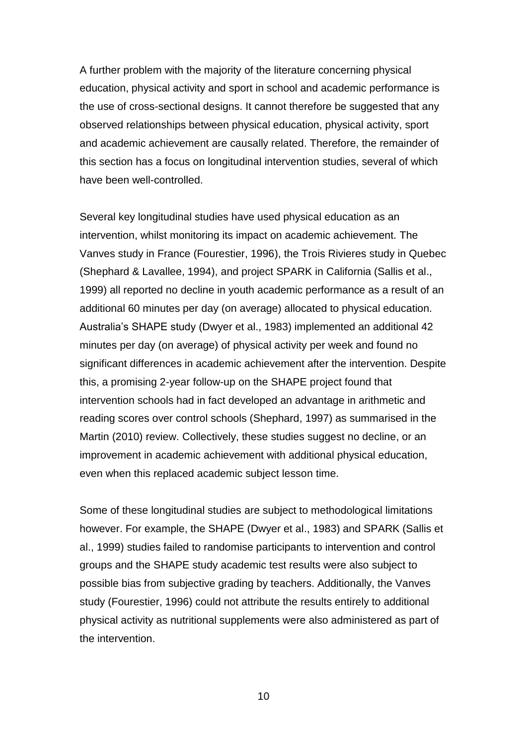A further problem with the majority of the literature concerning physical education, physical activity and sport in school and academic performance is the use of cross-sectional designs. It cannot therefore be suggested that any observed relationships between physical education, physical activity, sport and academic achievement are causally related. Therefore, the remainder of this section has a focus on longitudinal intervention studies, several of which have been well-controlled.

Several key longitudinal studies have used physical education as an intervention, whilst monitoring its impact on academic achievement. The Vanves study in France (Fourestier, 1996), the Trois Rivieres study in Quebec (Shephard & Lavallee, 1994), and project SPARK in California (Sallis et al., 1999) all reported no decline in youth academic performance as a result of an additional 60 minutes per day (on average) allocated to physical education. Australia's SHAPE study (Dwyer et al., 1983) implemented an additional 42 minutes per day (on average) of physical activity per week and found no significant differences in academic achievement after the intervention. Despite this, a promising 2-year follow-up on the SHAPE project found that intervention schools had in fact developed an advantage in arithmetic and reading scores over control schools (Shephard, 1997) as summarised in the Martin (2010) review. Collectively, these studies suggest no decline, or an improvement in academic achievement with additional physical education, even when this replaced academic subject lesson time.

Some of these longitudinal studies are subject to methodological limitations however. For example, the SHAPE (Dwyer et al., 1983) and SPARK (Sallis et al., 1999) studies failed to randomise participants to intervention and control groups and the SHAPE study academic test results were also subject to possible bias from subjective grading by teachers. Additionally, the Vanves study (Fourestier, 1996) could not attribute the results entirely to additional physical activity as nutritional supplements were also administered as part of the intervention.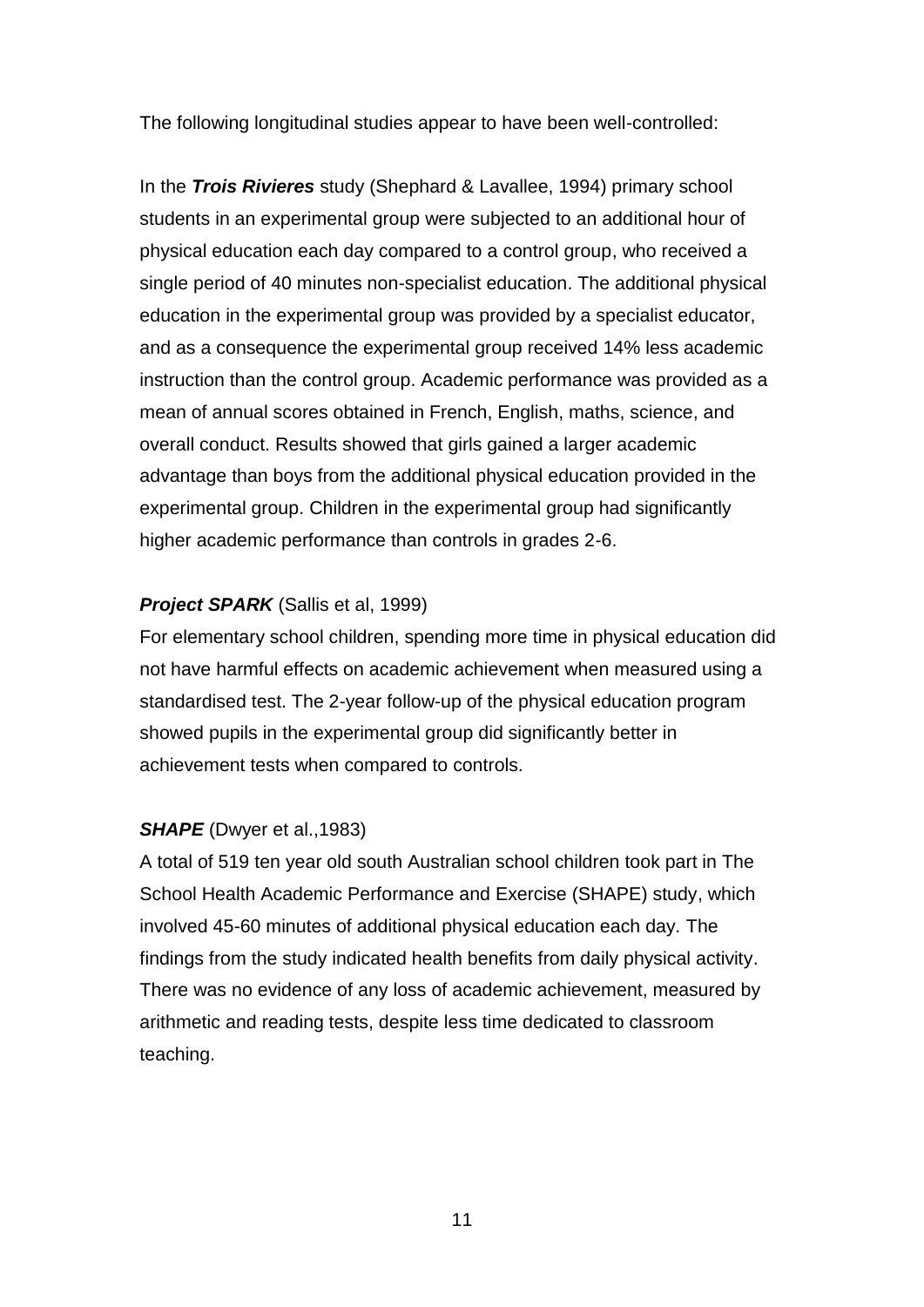The following longitudinal studies appear to have been well-controlled:

In the ***Trois Rivieres*** study (Shephard & Lavallee, 1994) primary school students in an experimental group were subjected to an additional hour of physical education each day compared to a control group, who received a single period of 40 minutes non-specialist education. The additional physical education in the experimental group was provided by a specialist educator, and as a consequence the experimental group received 14% less academic instruction than the control group. Academic performance was provided as a mean of annual scores obtained in French, English, maths, science, and overall conduct. Results showed that girls gained a larger academic advantage than boys from the additional physical education provided in the experimental group. Children in the experimental group had significantly higher academic performance than controls in grades 2-6.

***Project SPARK*** (Sallis et al, 1999)
For elementary school children, spending more time in physical education did not have harmful effects on academic achievement when measured using a standardised test. The 2-year follow-up of the physical education program showed pupils in the experimental group did significantly better in achievement tests when compared to controls.

***SHAPE*** (Dwyer et al.,1983)
A total of 519 ten year old south Australian school children took part in The School Health Academic Performance and Exercise (SHAPE) study, which involved 45-60 minutes of additional physical education each day. The findings from the study indicated health benefits from daily physical activity. There was no evidence of any loss of academic achievement, measured by arithmetic and reading tests, despite less time dedicated to classroom teaching.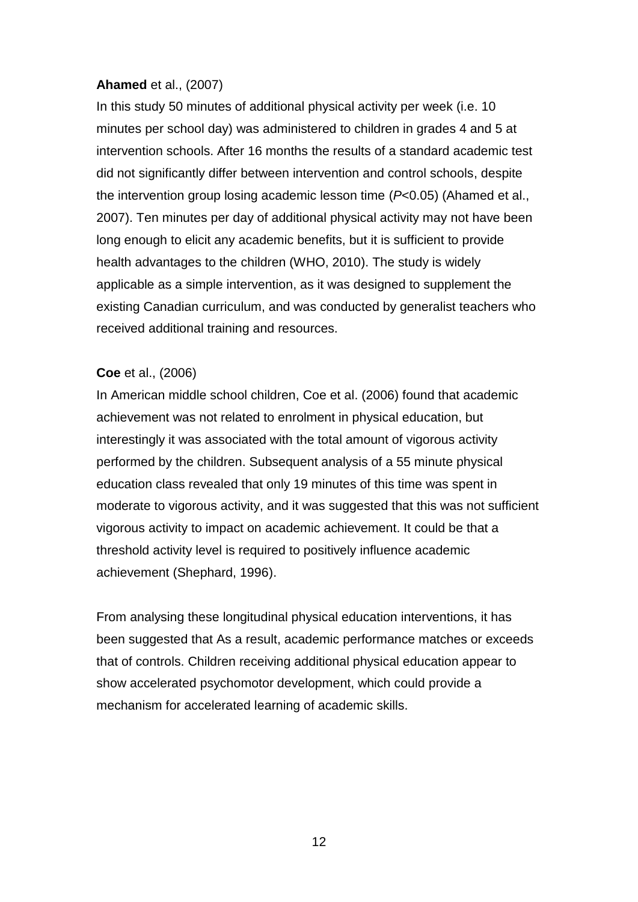**Ahamed** et al., (2007)

In this study 50 minutes of additional physical activity per week (i.e. 10 minutes per school day) was administered to children in grades 4 and 5 at intervention schools. After 16 months the results of a standard academic test did not significantly differ between intervention and control schools, despite the intervention group losing academic lesson time ($P$<0.05) (Ahamed et al., 2007). Ten minutes per day of additional physical activity may not have been long enough to elicit any academic benefits, but it is sufficient to provide health advantages to the children (WHO, 2010). The study is widely applicable as a simple intervention, as it was designed to supplement the existing Canadian curriculum, and was conducted by generalist teachers who received additional training and resources.

**Coe** et al., (2006)

In American middle school children, Coe et al. (2006) found that academic achievement was not related to enrolment in physical education, but interestingly it was associated with the total amount of vigorous activity performed by the children. Subsequent analysis of a 55 minute physical education class revealed that only 19 minutes of this time was spent in moderate to vigorous activity, and it was suggested that this was not sufficient vigorous activity to impact on academic achievement. It could be that a threshold activity level is required to positively influence academic achievement (Shephard, 1996).

From analysing these longitudinal physical education interventions, it has been suggested that As a result, academic performance matches or exceeds that of controls. Children receiving additional physical education appear to show accelerated psychomotor development, which could provide a mechanism for accelerated learning of academic skills.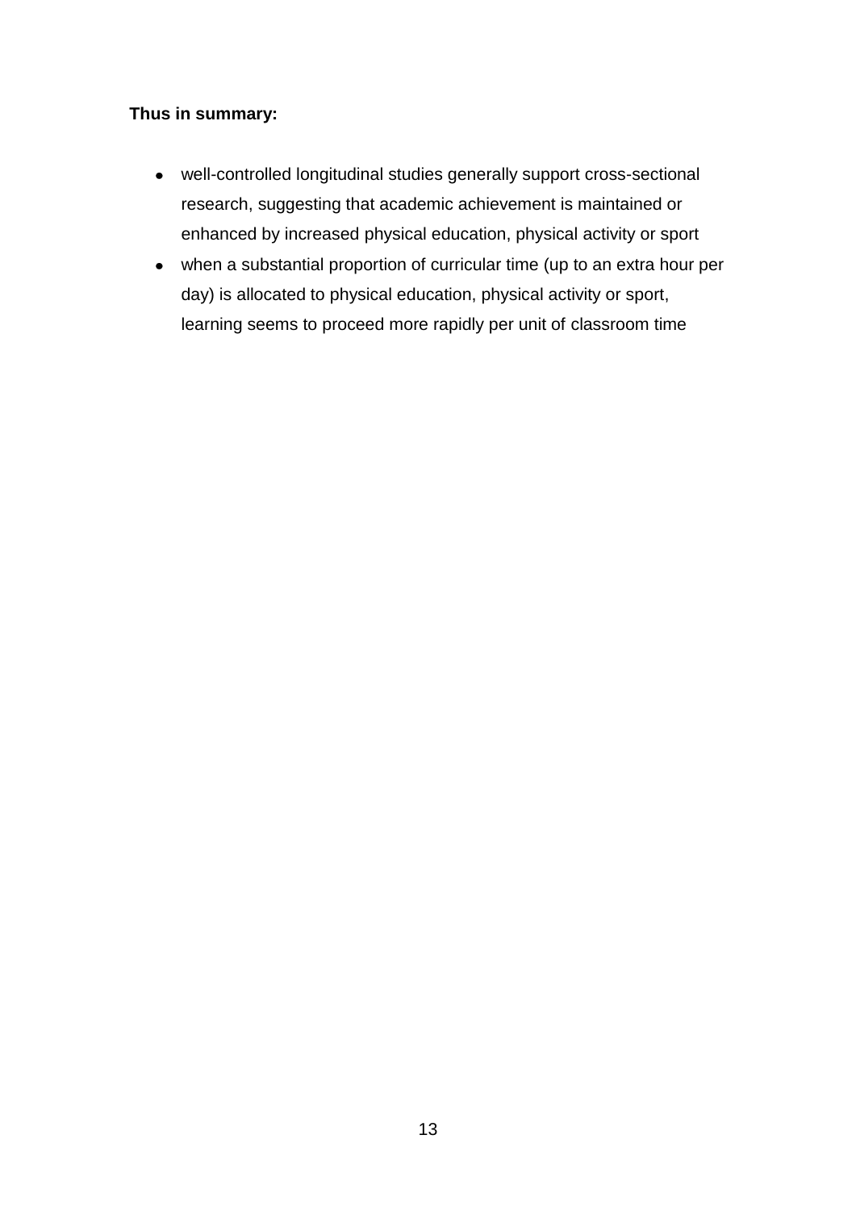**Thus in summary:**

- well-controlled longitudinal studies generally support cross-sectional research, suggesting that academic achievement is maintained or enhanced by increased physical education, physical activity or sport
- when a substantial proportion of curricular time (up to an extra hour per day) is allocated to physical education, physical activity or sport, learning seems to proceed more rapidly per unit of classroom time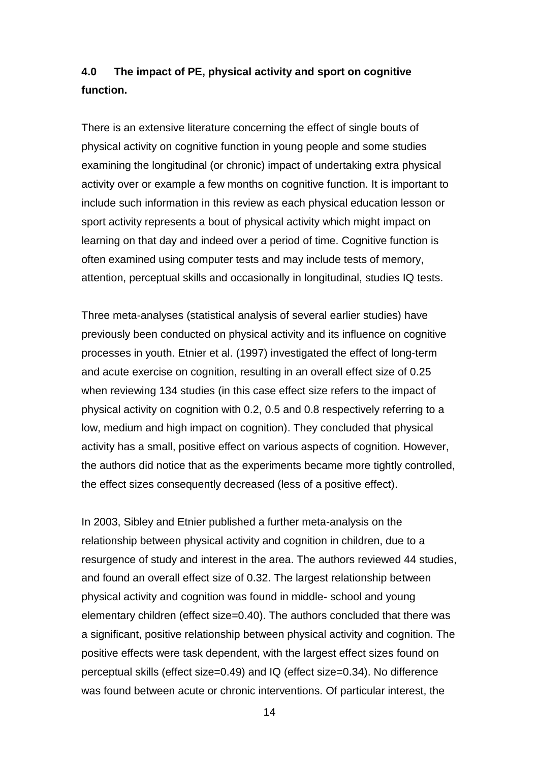## 4.0 The impact of PE, physical activity and sport on cognitive function.

There is an extensive literature concerning the effect of single bouts of physical activity on cognitive function in young people and some studies examining the longitudinal (or chronic) impact of undertaking extra physical activity over or example a few months on cognitive function. It is important to include such information in this review as each physical education lesson or sport activity represents a bout of physical activity which might impact on learning on that day and indeed over a period of time. Cognitive function is often examined using computer tests and may include tests of memory, attention, perceptual skills and occasionally in longitudinal, studies IQ tests.

Three meta-analyses (statistical analysis of several earlier studies) have previously been conducted on physical activity and its influence on cognitive processes in youth. Etnier et al. (1997) investigated the effect of long-term and acute exercise on cognition, resulting in an overall effect size of 0.25 when reviewing 134 studies (in this case effect size refers to the impact of physical activity on cognition with 0.2, 0.5 and 0.8 respectively referring to a low, medium and high impact on cognition). They concluded that physical activity has a small, positive effect on various aspects of cognition. However, the authors did notice that as the experiments became more tightly controlled, the effect sizes consequently decreased (less of a positive effect).

In 2003, Sibley and Etnier published a further meta-analysis on the relationship between physical activity and cognition in children, due to a resurgence of study and interest in the area. The authors reviewed 44 studies, and found an overall effect size of 0.32. The largest relationship between physical activity and cognition was found in middle- school and young elementary children (effect size=0.40). The authors concluded that there was a significant, positive relationship between physical activity and cognition. The positive effects were task dependent, with the largest effect sizes found on perceptual skills (effect size=0.49) and IQ (effect size=0.34). No difference was found between acute or chronic interventions. Of particular interest, the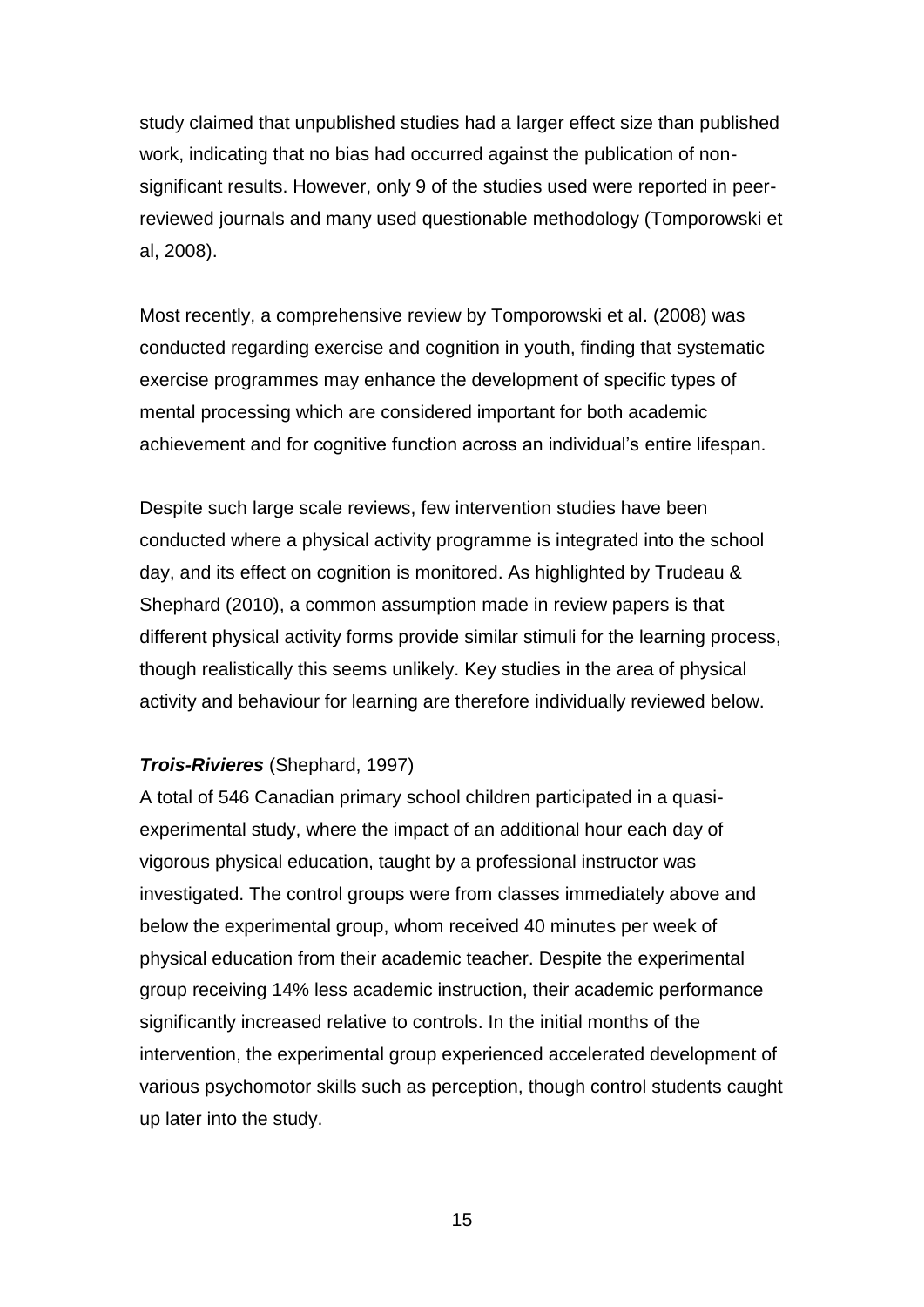study claimed that unpublished studies had a larger effect size than published work, indicating that no bias had occurred against the publication of non-significant results. However, only 9 of the studies used were reported in peer-reviewed journals and many used questionable methodology (Tomporowski et al, 2008).

Most recently, a comprehensive review by Tomporowski et al. (2008) was conducted regarding exercise and cognition in youth, finding that systematic exercise programmes may enhance the development of specific types of mental processing which are considered important for both academic achievement and for cognitive function across an individual's entire lifespan.

Despite such large scale reviews, few intervention studies have been conducted where a physical activity programme is integrated into the school day, and its effect on cognition is monitored. As highlighted by Trudeau & Shephard (2010), a common assumption made in review papers is that different physical activity forms provide similar stimuli for the learning process, though realistically this seems unlikely. Key studies in the area of physical activity and behaviour for learning are therefore individually reviewed below.

***Trois-Rivieres*** (Shephard, 1997)

A total of 546 Canadian primary school children participated in a quasi-experimental study, where the impact of an additional hour each day of vigorous physical education, taught by a professional instructor was investigated. The control groups were from classes immediately above and below the experimental group, whom received 40 minutes per week of physical education from their academic teacher. Despite the experimental group receiving 14% less academic instruction, their academic performance significantly increased relative to controls. In the initial months of the intervention, the experimental group experienced accelerated development of various psychomotor skills such as perception, though control students caught up later into the study.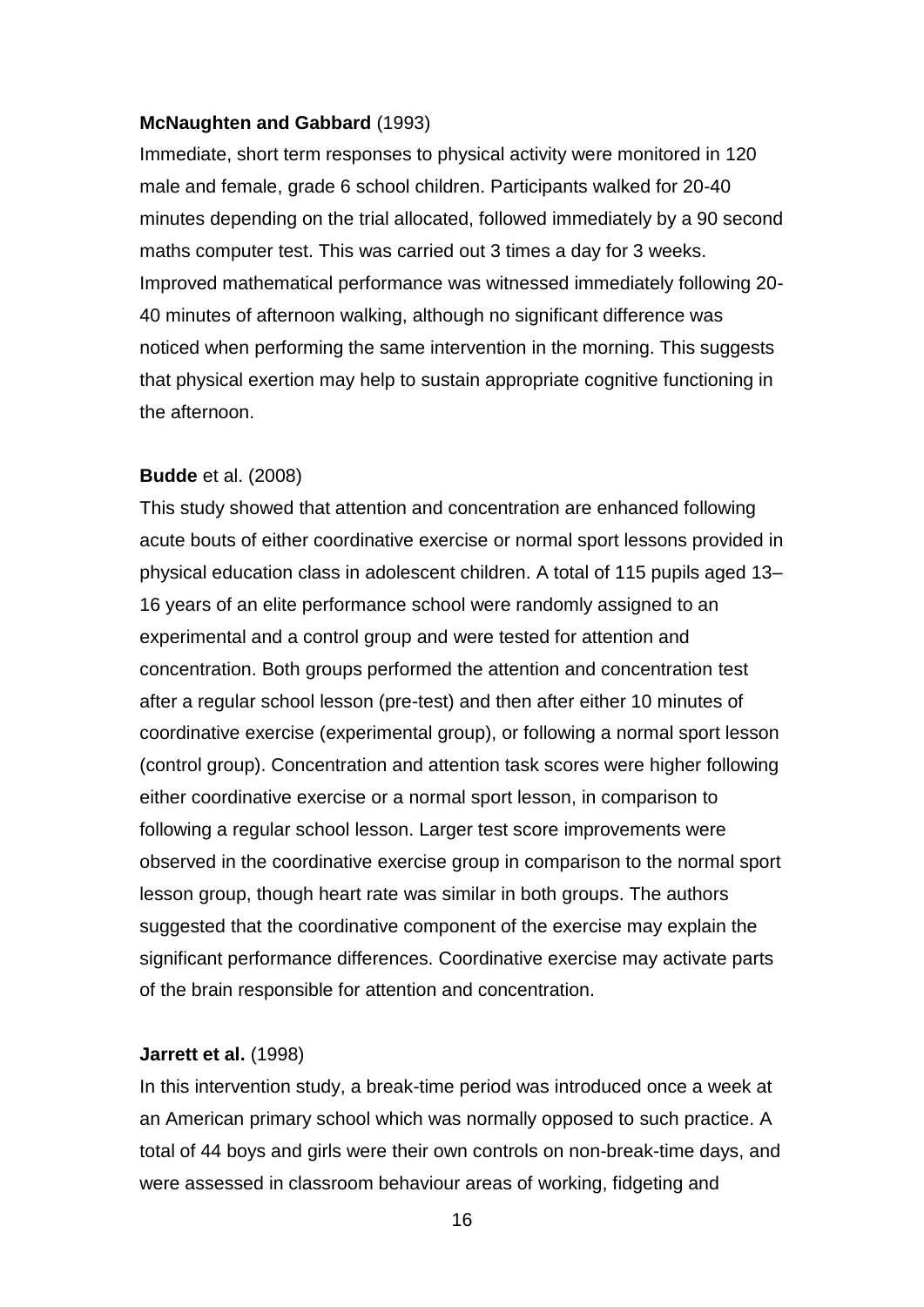**McNaughten and Gabbard** (1993)

Immediate, short term responses to physical activity were monitored in 120 male and female, grade 6 school children. Participants walked for 20-40 minutes depending on the trial allocated, followed immediately by a 90 second maths computer test. This was carried out 3 times a day for 3 weeks. Improved mathematical performance was witnessed immediately following 20-40 minutes of afternoon walking, although no significant difference was noticed when performing the same intervention in the morning. This suggests that physical exertion may help to sustain appropriate cognitive functioning in the afternoon.

**Budde** et al. (2008)

This study showed that attention and concentration are enhanced following acute bouts of either coordinative exercise or normal sport lessons provided in physical education class in adolescent children. A total of 115 pupils aged 13–16 years of an elite performance school were randomly assigned to an experimental and a control group and were tested for attention and concentration. Both groups performed the attention and concentration test after a regular school lesson (pre-test) and then after either 10 minutes of coordinative exercise (experimental group), or following a normal sport lesson (control group). Concentration and attention task scores were higher following either coordinative exercise or a normal sport lesson, in comparison to following a regular school lesson. Larger test score improvements were observed in the coordinative exercise group in comparison to the normal sport lesson group, though heart rate was similar in both groups. The authors suggested that the coordinative component of the exercise may explain the significant performance differences. Coordinative exercise may activate parts of the brain responsible for attention and concentration.

**Jarrett et al.** (1998)

In this intervention study, a break-time period was introduced once a week at an American primary school which was normally opposed to such practice. A total of 44 boys and girls were their own controls on non-break-time days, and were assessed in classroom behaviour areas of working, fidgeting and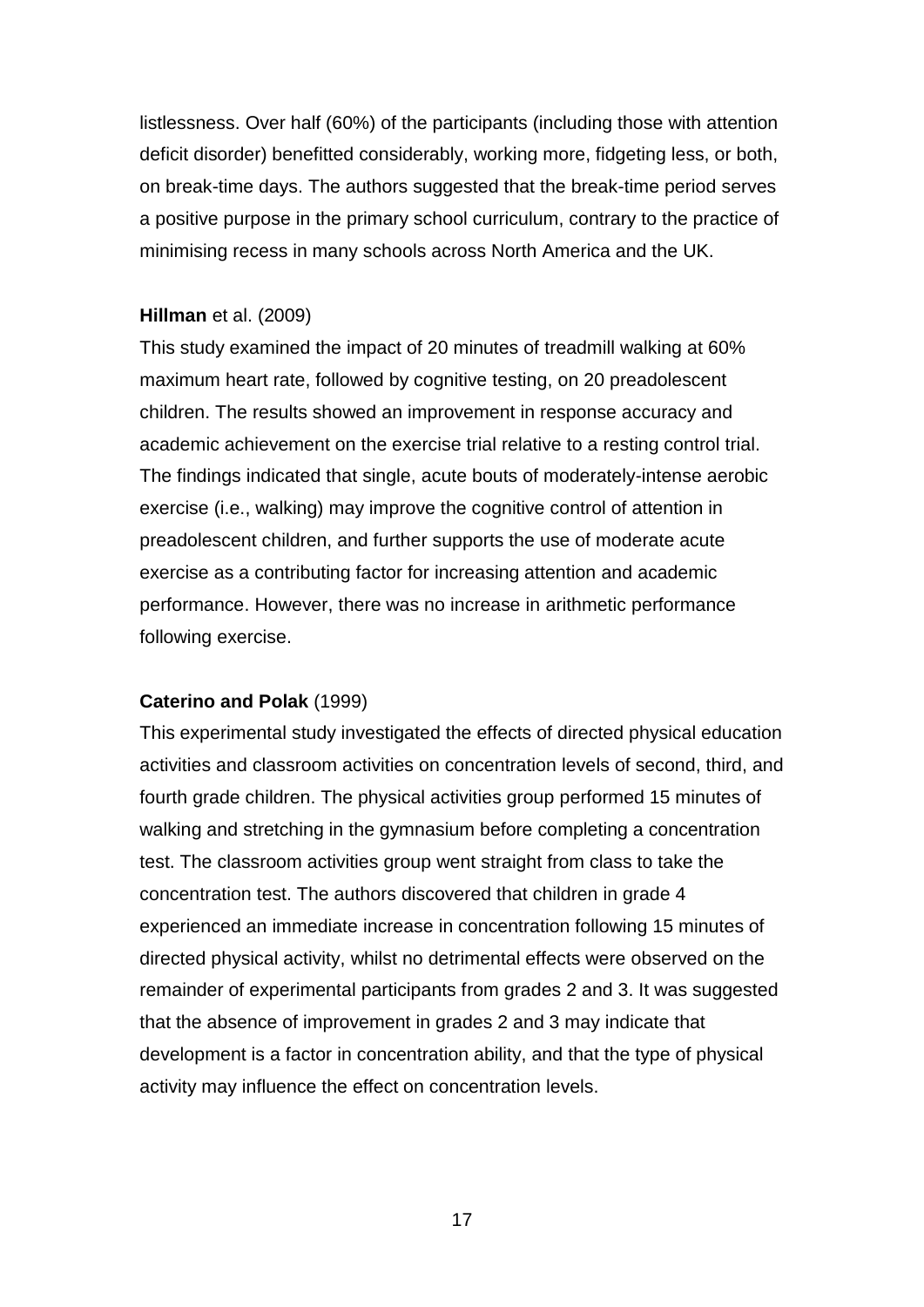listlessness. Over half (60%) of the participants (including those with attention deficit disorder) benefitted considerably, working more, fidgeting less, or both, on break-time days. The authors suggested that the break-time period serves a positive purpose in the primary school curriculum, contrary to the practice of minimising recess in many schools across North America and the UK.

**Hillman** et al. (2009)

This study examined the impact of 20 minutes of treadmill walking at 60% maximum heart rate, followed by cognitive testing, on 20 preadolescent children. The results showed an improvement in response accuracy and academic achievement on the exercise trial relative to a resting control trial. The findings indicated that single, acute bouts of moderately-intense aerobic exercise (i.e., walking) may improve the cognitive control of attention in preadolescent children, and further supports the use of moderate acute exercise as a contributing factor for increasing attention and academic performance. However, there was no increase in arithmetic performance following exercise.

**Caterino and Polak** (1999)

This experimental study investigated the effects of directed physical education activities and classroom activities on concentration levels of second, third, and fourth grade children. The physical activities group performed 15 minutes of walking and stretching in the gymnasium before completing a concentration test. The classroom activities group went straight from class to take the concentration test. The authors discovered that children in grade 4 experienced an immediate increase in concentration following 15 minutes of directed physical activity, whilst no detrimental effects were observed on the remainder of experimental participants from grades 2 and 3. It was suggested that the absence of improvement in grades 2 and 3 may indicate that development is a factor in concentration ability, and that the type of physical activity may influence the effect on concentration levels.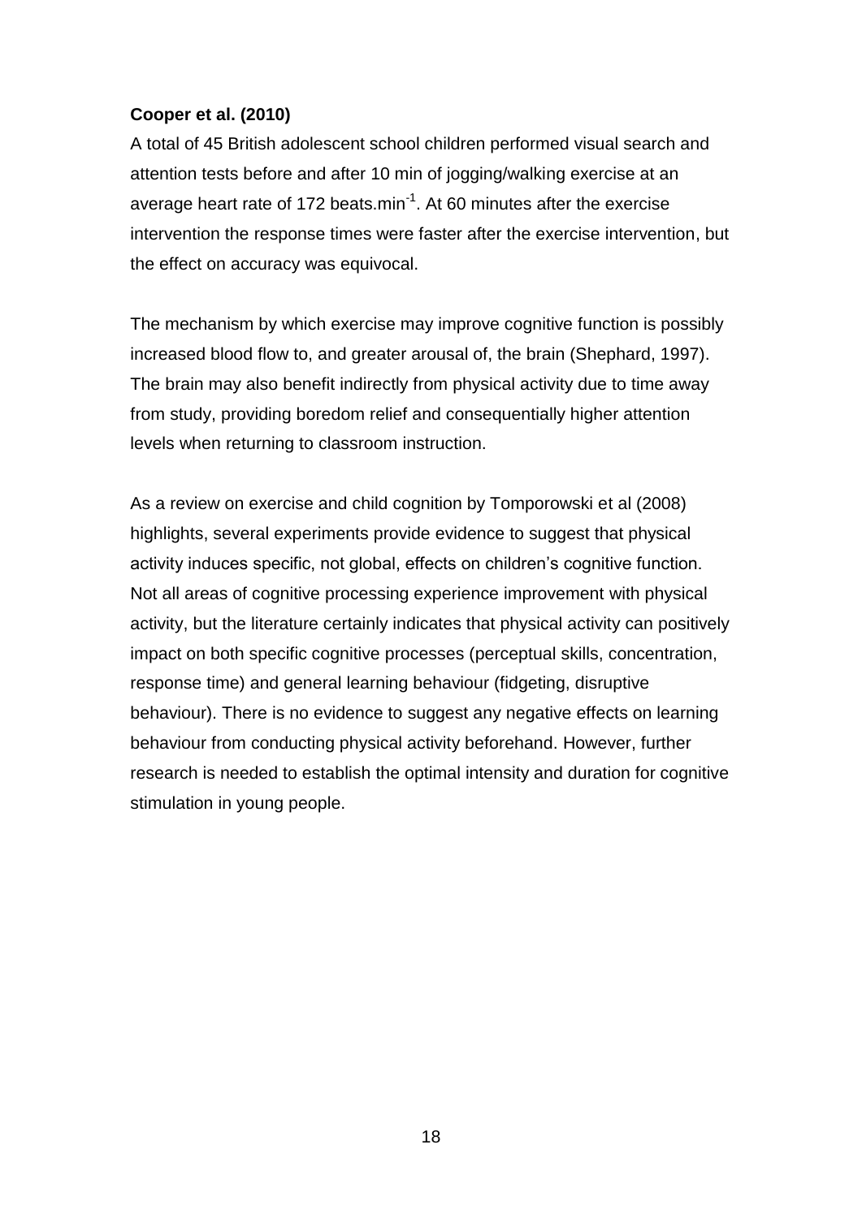**Cooper et al. (2010)**

A total of 45 British adolescent school children performed visual search and attention tests before and after 10 min of jogging/walking exercise at an average heart rate of 172 beats.min$^{-1}$. At 60 minutes after the exercise intervention the response times were faster after the exercise intervention, but the effect on accuracy was equivocal.

The mechanism by which exercise may improve cognitive function is possibly increased blood flow to, and greater arousal of, the brain (Shephard, 1997). The brain may also benefit indirectly from physical activity due to time away from study, providing boredom relief and consequentially higher attention levels when returning to classroom instruction.

As a review on exercise and child cognition by Tomporowski et al (2008) highlights, several experiments provide evidence to suggest that physical activity induces specific, not global, effects on children's cognitive function. Not all areas of cognitive processing experience improvement with physical activity, but the literature certainly indicates that physical activity can positively impact on both specific cognitive processes (perceptual skills, concentration, response time) and general learning behaviour (fidgeting, disruptive behaviour). There is no evidence to suggest any negative effects on learning behaviour from conducting physical activity beforehand. However, further research is needed to establish the optimal intensity and duration for cognitive stimulation in young people.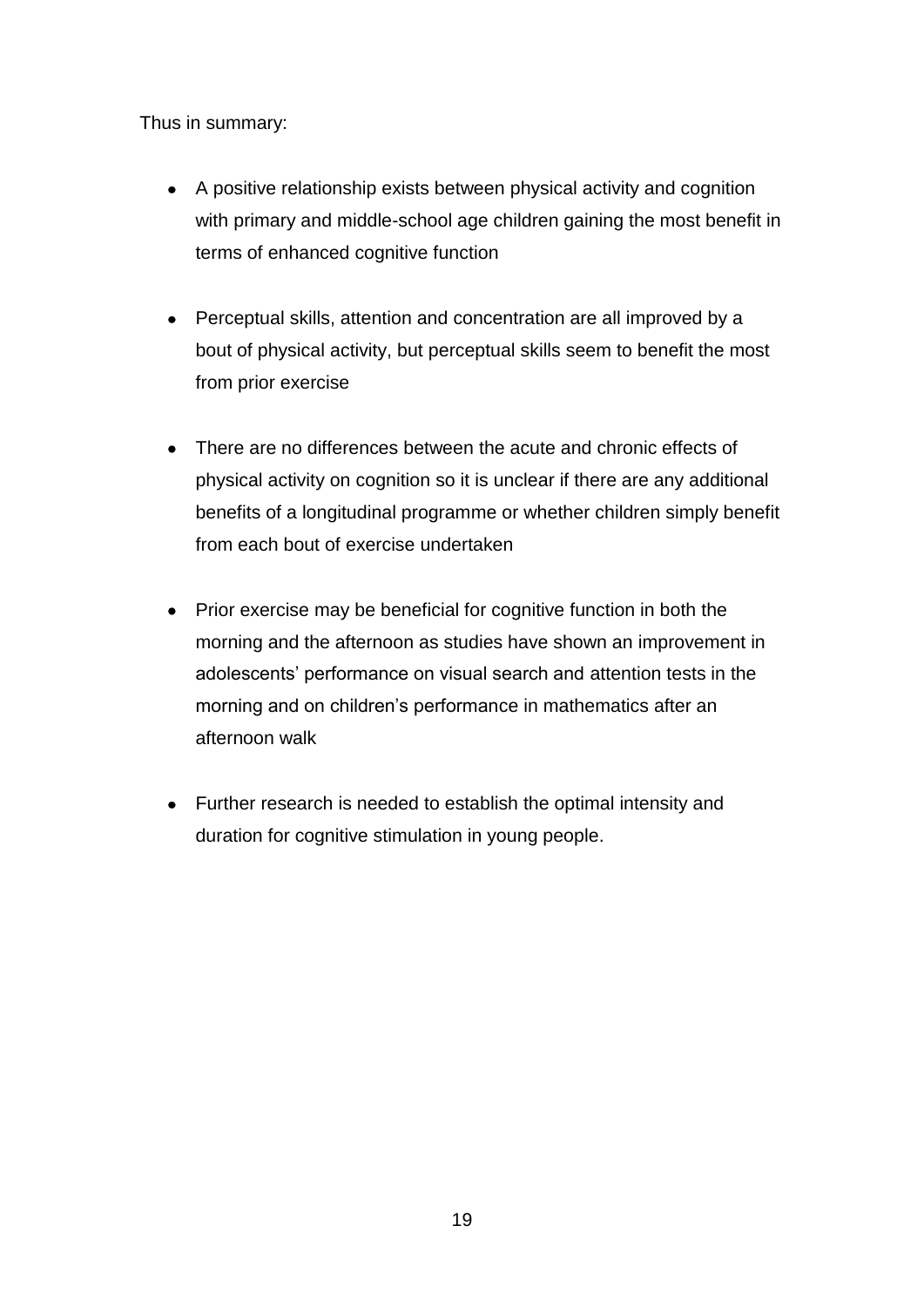Thus in summary:

- A positive relationship exists between physical activity and cognition with primary and middle-school age children gaining the most benefit in terms of enhanced cognitive function
- Perceptual skills, attention and concentration are all improved by a bout of physical activity, but perceptual skills seem to benefit the most from prior exercise
- There are no differences between the acute and chronic effects of physical activity on cognition so it is unclear if there are any additional benefits of a longitudinal programme or whether children simply benefit from each bout of exercise undertaken
- Prior exercise may be beneficial for cognitive function in both the morning and the afternoon as studies have shown an improvement in adolescents' performance on visual search and attention tests in the morning and on children's performance in mathematics after an afternoon walk
- Further research is needed to establish the optimal intensity and duration for cognitive stimulation in young people.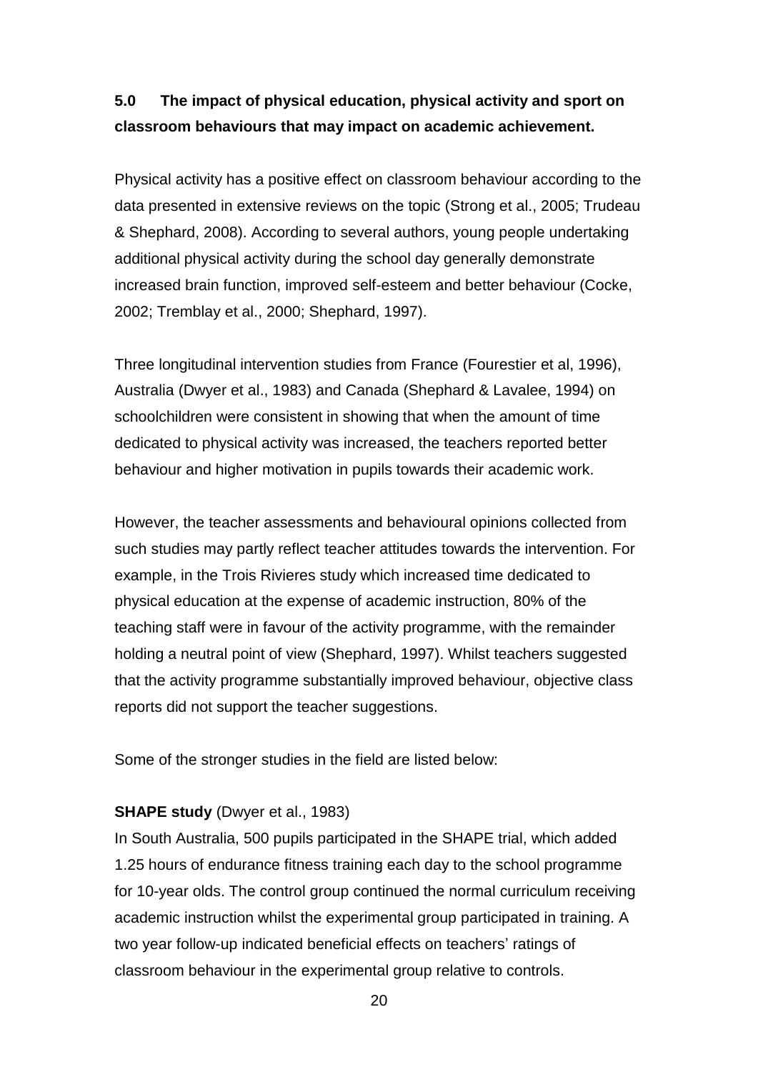## 5.0 The impact of physical education, physical activity and sport on classroom behaviours that may impact on academic achievement.

Physical activity has a positive effect on classroom behaviour according to the data presented in extensive reviews on the topic (Strong et al., 2005; Trudeau & Shephard, 2008). According to several authors, young people undertaking additional physical activity during the school day generally demonstrate increased brain function, improved self-esteem and better behaviour (Cocke, 2002; Tremblay et al., 2000; Shephard, 1997).

Three longitudinal intervention studies from France (Fourestier et al, 1996), Australia (Dwyer et al., 1983) and Canada (Shephard & Lavalee, 1994) on schoolchildren were consistent in showing that when the amount of time dedicated to physical activity was increased, the teachers reported better behaviour and higher motivation in pupils towards their academic work.

However, the teacher assessments and behavioural opinions collected from such studies may partly reflect teacher attitudes towards the intervention. For example, in the Trois Rivieres study which increased time dedicated to physical education at the expense of academic instruction, 80% of the teaching staff were in favour of the activity programme, with the remainder holding a neutral point of view (Shephard, 1997). Whilst teachers suggested that the activity programme substantially improved behaviour, objective class reports did not support the teacher suggestions.

Some of the stronger studies in the field are listed below:

**SHAPE study** (Dwyer et al., 1983)
In South Australia, 500 pupils participated in the SHAPE trial, which added 1.25 hours of endurance fitness training each day to the school programme for 10-year olds. The control group continued the normal curriculum receiving academic instruction whilst the experimental group participated in training. A two year follow-up indicated beneficial effects on teachers' ratings of classroom behaviour in the experimental group relative to controls.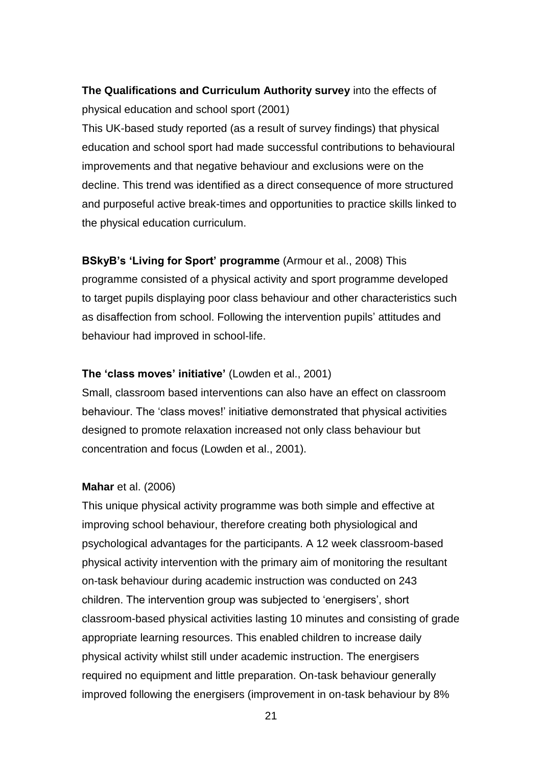**The Qualifications and Curriculum Authority survey** into the effects of physical education and school sport (2001)

This UK-based study reported (as a result of survey findings) that physical education and school sport had made successful contributions to behavioural improvements and that negative behaviour and exclusions were on the decline. This trend was identified as a direct consequence of more structured and purposeful active break-times and opportunities to practice skills linked to the physical education curriculum.

**BSkyB's 'Living for Sport' programme** (Armour et al., 2008) This programme consisted of a physical activity and sport programme developed to target pupils displaying poor class behaviour and other characteristics such as disaffection from school. Following the intervention pupils' attitudes and behaviour had improved in school-life.

**The 'class moves' initiative'** (Lowden et al., 2001)

Small, classroom based interventions can also have an effect on classroom behaviour. The 'class moves!' initiative demonstrated that physical activities designed to promote relaxation increased not only class behaviour but concentration and focus (Lowden et al., 2001).

**Mahar** et al. (2006)

This unique physical activity programme was both simple and effective at improving school behaviour, therefore creating both physiological and psychological advantages for the participants. A 12 week classroom-based physical activity intervention with the primary aim of monitoring the resultant on-task behaviour during academic instruction was conducted on 243 children. The intervention group was subjected to 'energisers', short classroom-based physical activities lasting 10 minutes and consisting of grade appropriate learning resources. This enabled children to increase daily physical activity whilst still under academic instruction. The energisers required no equipment and little preparation. On-task behaviour generally improved following the energisers (improvement in on-task behaviour by 8%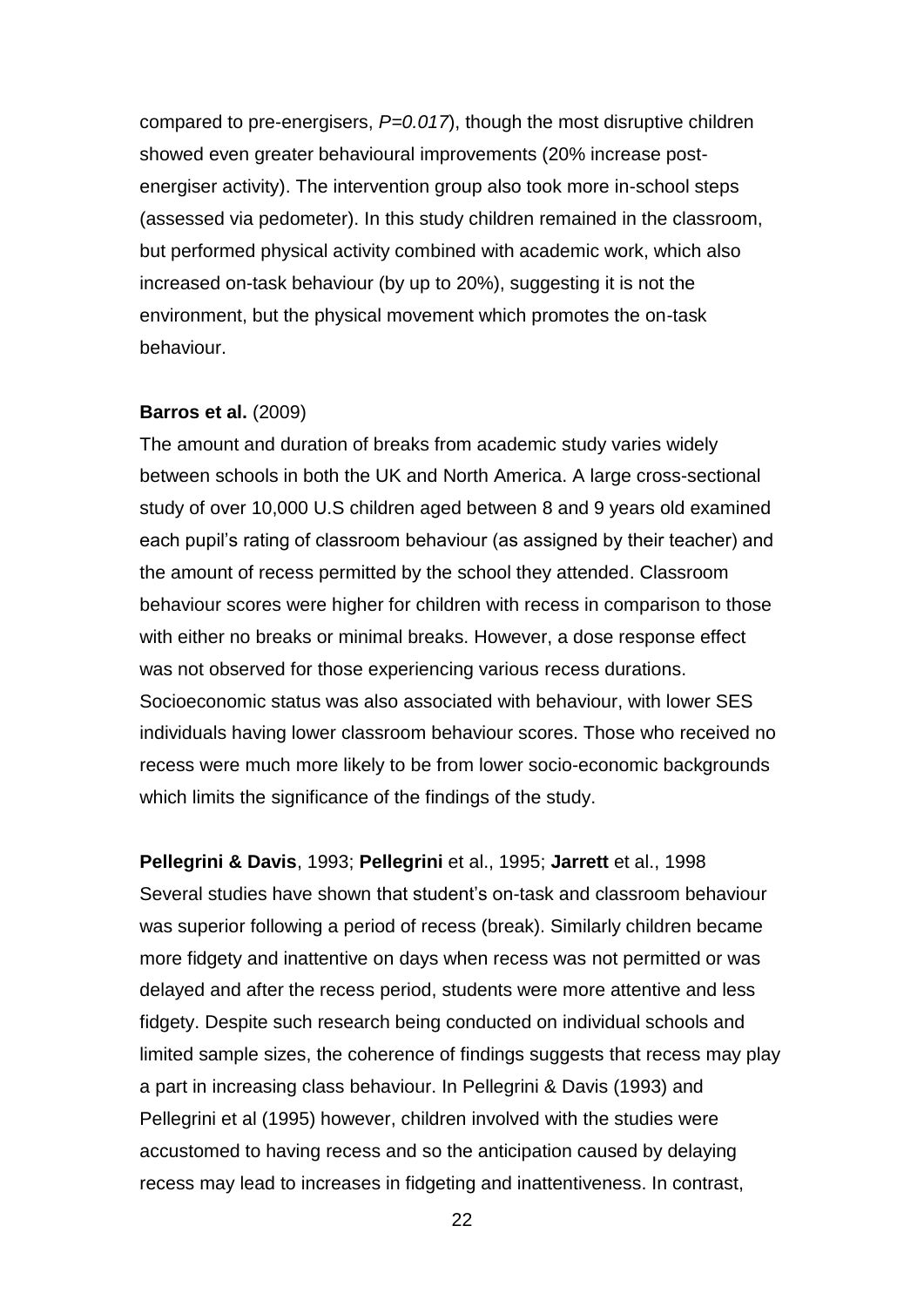compared to pre-energisers, *P=0.017*), though the most disruptive children showed even greater behavioural improvements (20% increase post-energiser activity). The intervention group also took more in-school steps (assessed via pedometer). In this study children remained in the classroom, but performed physical activity combined with academic work, which also increased on-task behaviour (by up to 20%), suggesting it is not the environment, but the physical movement which promotes the on-task behaviour.

**Barros et al.** (2009)
The amount and duration of breaks from academic study varies widely between schools in both the UK and North America. A large cross-sectional study of over 10,000 U.S children aged between 8 and 9 years old examined each pupil's rating of classroom behaviour (as assigned by their teacher) and the amount of recess permitted by the school they attended. Classroom behaviour scores were higher for children with recess in comparison to those with either no breaks or minimal breaks. However, a dose response effect was not observed for those experiencing various recess durations. Socioeconomic status was also associated with behaviour, with lower SES individuals having lower classroom behaviour scores. Those who received no recess were much more likely to be from lower socio-economic backgrounds which limits the significance of the findings of the study.

**Pellegrini & Davis**, 1993; **Pellegrini** et al., 1995; **Jarrett** et al., 1998
Several studies have shown that student's on-task and classroom behaviour was superior following a period of recess (break). Similarly children became more fidgety and inattentive on days when recess was not permitted or was delayed and after the recess period, students were more attentive and less fidgety. Despite such research being conducted on individual schools and limited sample sizes, the coherence of findings suggests that recess may play a part in increasing class behaviour. In Pellegrini & Davis (1993) and Pellegrini et al (1995) however, children involved with the studies were accustomed to having recess and so the anticipation caused by delaying recess may lead to increases in fidgeting and inattentiveness. In contrast,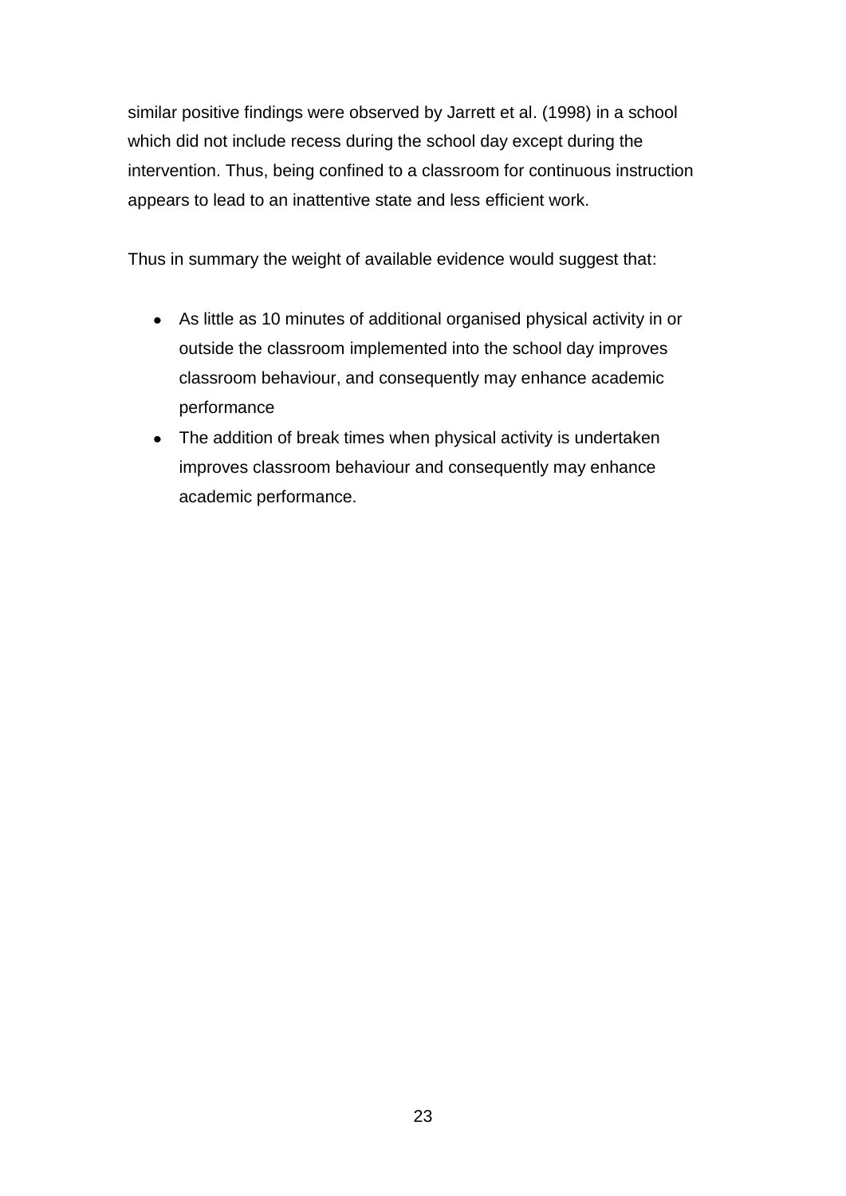similar positive findings were observed by Jarrett et al. (1998) in a school which did not include recess during the school day except during the intervention. Thus, being confined to a classroom for continuous instruction appears to lead to an inattentive state and less efficient work.

Thus in summary the weight of available evidence would suggest that:

- As little as 10 minutes of additional organised physical activity in or outside the classroom implemented into the school day improves classroom behaviour, and consequently may enhance academic performance
- The addition of break times when physical activity is undertaken improves classroom behaviour and consequently may enhance academic performance.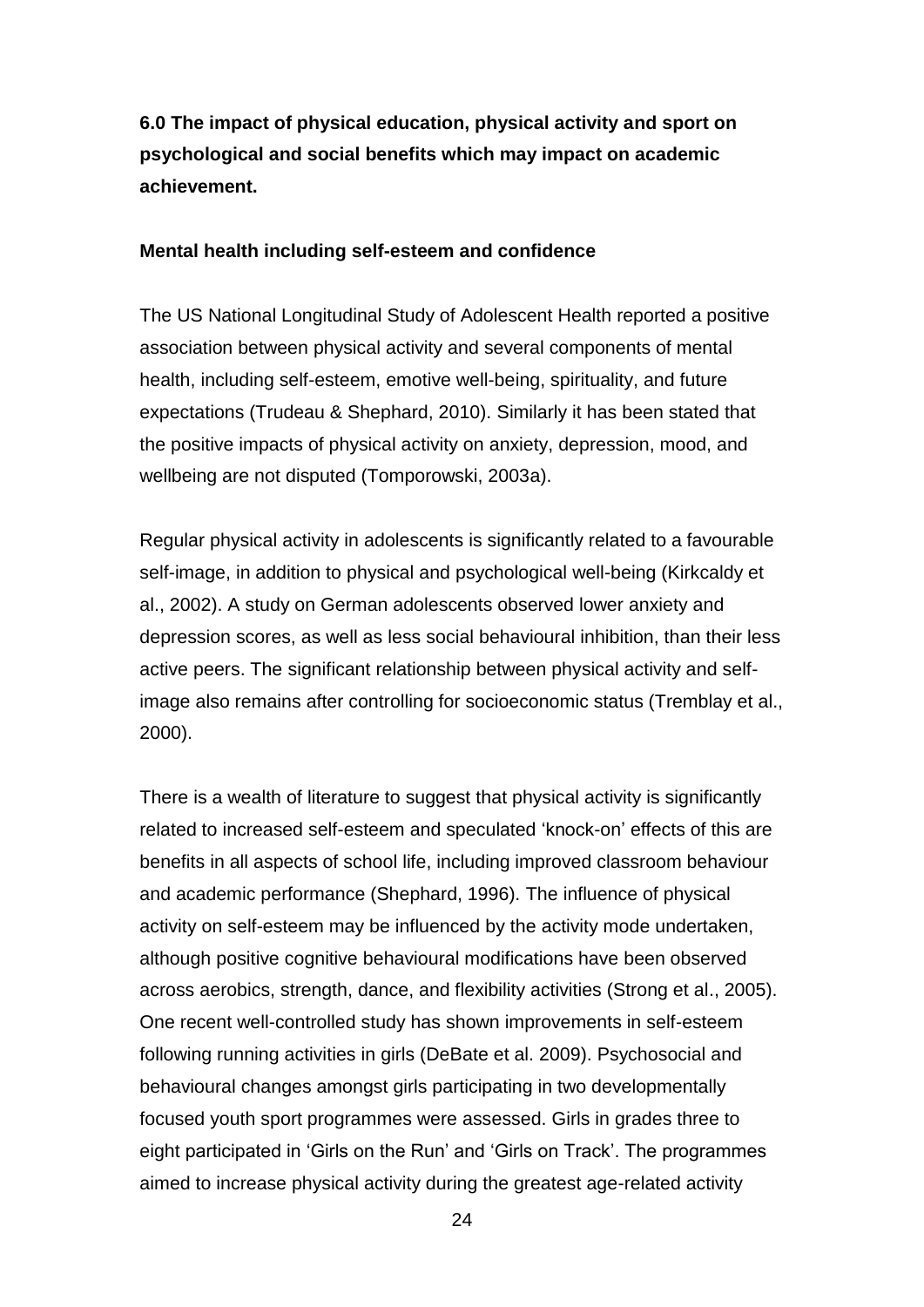## 6.0 The impact of physical education, physical activity and sport on psychological and social benefits which may impact on academic achievement.

### Mental health including self-esteem and confidence

The US National Longitudinal Study of Adolescent Health reported a positive association between physical activity and several components of mental health, including self-esteem, emotive well-being, spirituality, and future expectations (Trudeau & Shephard, 2010). Similarly it has been stated that the positive impacts of physical activity on anxiety, depression, mood, and wellbeing are not disputed (Tomporowski, 2003a).

Regular physical activity in adolescents is significantly related to a favourable self-image, in addition to physical and psychological well-being (Kirkcaldy et al., 2002). A study on German adolescents observed lower anxiety and depression scores, as well as less social behavioural inhibition, than their less active peers. The significant relationship between physical activity and self-image also remains after controlling for socioeconomic status (Tremblay et al., 2000).

There is a wealth of literature to suggest that physical activity is significantly related to increased self-esteem and speculated 'knock-on' effects of this are benefits in all aspects of school life, including improved classroom behaviour and academic performance (Shephard, 1996). The influence of physical activity on self-esteem may be influenced by the activity mode undertaken, although positive cognitive behavioural modifications have been observed across aerobics, strength, dance, and flexibility activities (Strong et al., 2005). One recent well-controlled study has shown improvements in self-esteem following running activities in girls (DeBate et al. 2009). Psychosocial and behavioural changes amongst girls participating in two developmentally focused youth sport programmes were assessed. Girls in grades three to eight participated in 'Girls on the Run' and 'Girls on Track'. The programmes aimed to increase physical activity during the greatest age-related activity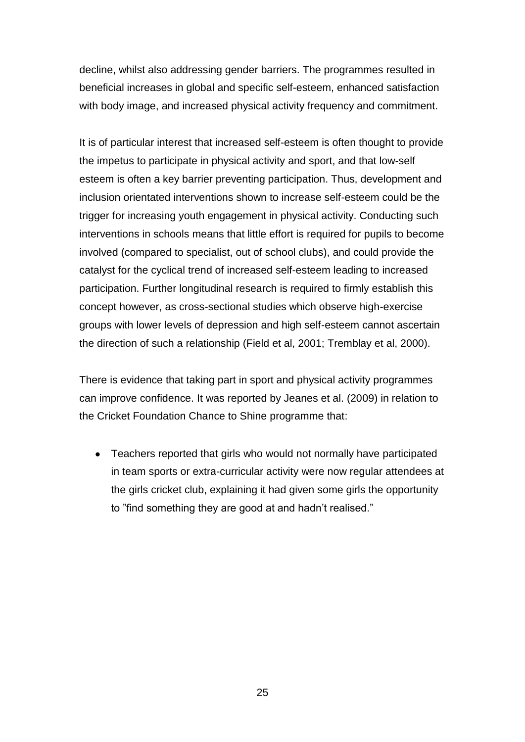decline, whilst also addressing gender barriers. The programmes resulted in beneficial increases in global and specific self-esteem, enhanced satisfaction with body image, and increased physical activity frequency and commitment.

It is of particular interest that increased self-esteem is often thought to provide the impetus to participate in physical activity and sport, and that low-self esteem is often a key barrier preventing participation. Thus, development and inclusion orientated interventions shown to increase self-esteem could be the trigger for increasing youth engagement in physical activity. Conducting such interventions in schools means that little effort is required for pupils to become involved (compared to specialist, out of school clubs), and could provide the catalyst for the cyclical trend of increased self-esteem leading to increased participation. Further longitudinal research is required to firmly establish this concept however, as cross-sectional studies which observe high-exercise groups with lower levels of depression and high self-esteem cannot ascertain the direction of such a relationship (Field et al, 2001; Tremblay et al, 2000).

There is evidence that taking part in sport and physical activity programmes can improve confidence. It was reported by Jeanes et al. (2009) in relation to the Cricket Foundation Chance to Shine programme that:

- Teachers reported that girls who would not normally have participated in team sports or extra-curricular activity were now regular attendees at the girls cricket club, explaining it had given some girls the opportunity to ”find something they are good at and hadn't realised.”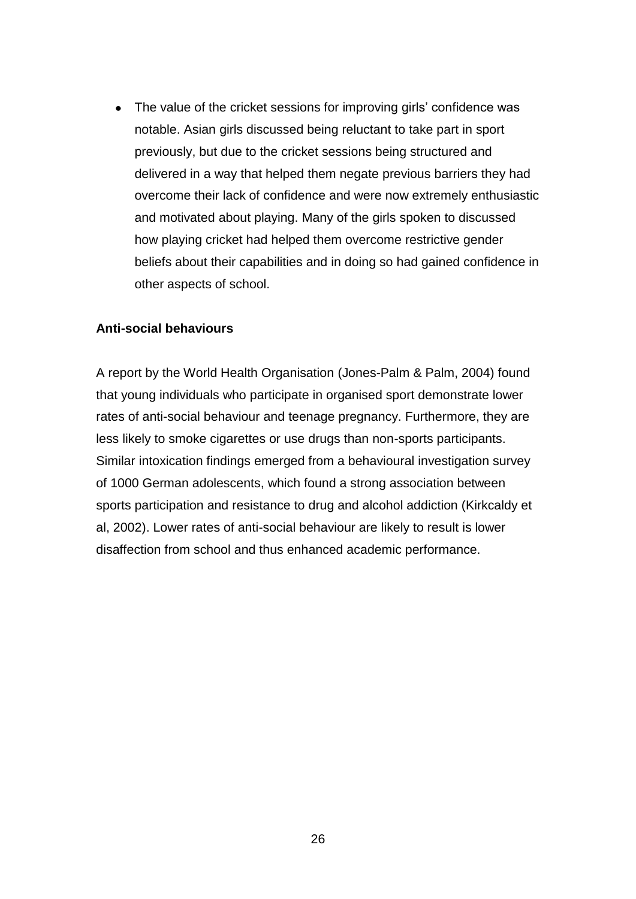- The value of the cricket sessions for improving girls' confidence was notable. Asian girls discussed being reluctant to take part in sport previously, but due to the cricket sessions being structured and delivered in a way that helped them negate previous barriers they had overcome their lack of confidence and were now extremely enthusiastic and motivated about playing. Many of the girls spoken to discussed how playing cricket had helped them overcome restrictive gender beliefs about their capabilities and in doing so had gained confidence in other aspects of school.

**Anti-social behaviours**

A report by the World Health Organisation (Jones-Palm & Palm, 2004) found that young individuals who participate in organised sport demonstrate lower rates of anti-social behaviour and teenage pregnancy. Furthermore, they are less likely to smoke cigarettes or use drugs than non-sports participants. Similar intoxication findings emerged from a behavioural investigation survey of 1000 German adolescents, which found a strong association between sports participation and resistance to drug and alcohol addiction (Kirkcaldy et al, 2002). Lower rates of anti-social behaviour are likely to result is lower disaffection from school and thus enhanced academic performance.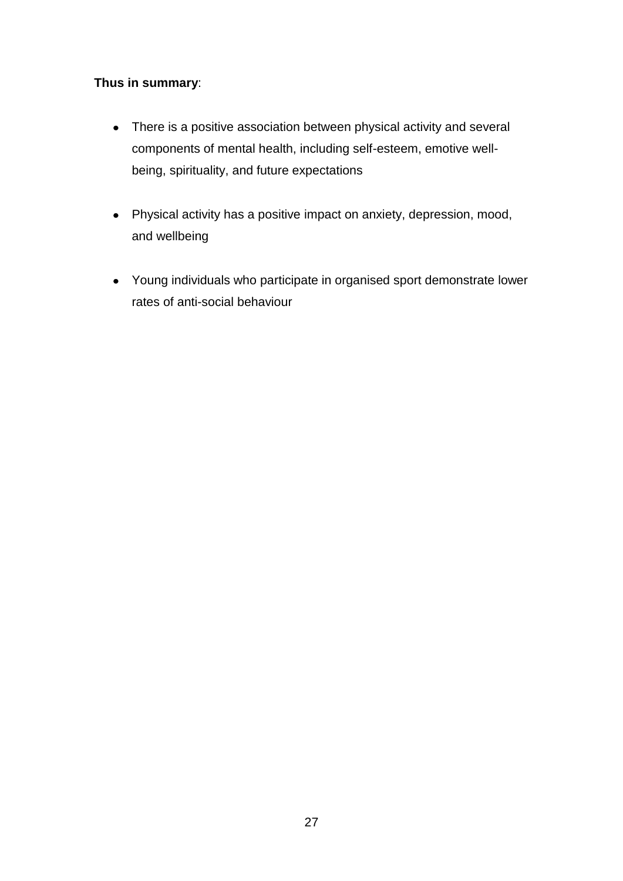**Thus in summary**:

- There is a positive association between physical activity and several components of mental health, including self-esteem, emotive well-being, spirituality, and future expectations
- Physical activity has a positive impact on anxiety, depression, mood, and wellbeing
- Young individuals who participate in organised sport demonstrate lower rates of anti-social behaviour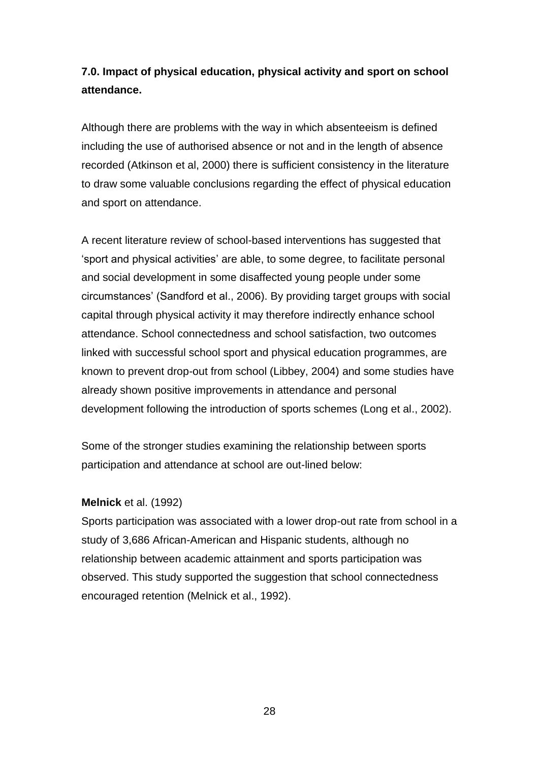## 7.0. Impact of physical education, physical activity and sport on school attendance.

Although there are problems with the way in which absenteeism is defined including the use of authorised absence or not and in the length of absence recorded (Atkinson et al, 2000) there is sufficient consistency in the literature to draw some valuable conclusions regarding the effect of physical education and sport on attendance.

A recent literature review of school-based interventions has suggested that 'sport and physical activities' are able, to some degree, to facilitate personal and social development in some disaffected young people under some circumstances' (Sandford et al., 2006). By providing target groups with social capital through physical activity it may therefore indirectly enhance school attendance. School connectedness and school satisfaction, two outcomes linked with successful school sport and physical education programmes, are known to prevent drop-out from school (Libbey, 2004) and some studies have already shown positive improvements in attendance and personal development following the introduction of sports schemes (Long et al., 2002).

Some of the stronger studies examining the relationship between sports participation and attendance at school are out-lined below:

**Melnick** et al. (1992)
Sports participation was associated with a lower drop-out rate from school in a study of 3,686 African-American and Hispanic students, although no relationship between academic attainment and sports participation was observed. This study supported the suggestion that school connectedness encouraged retention (Melnick et al., 1992).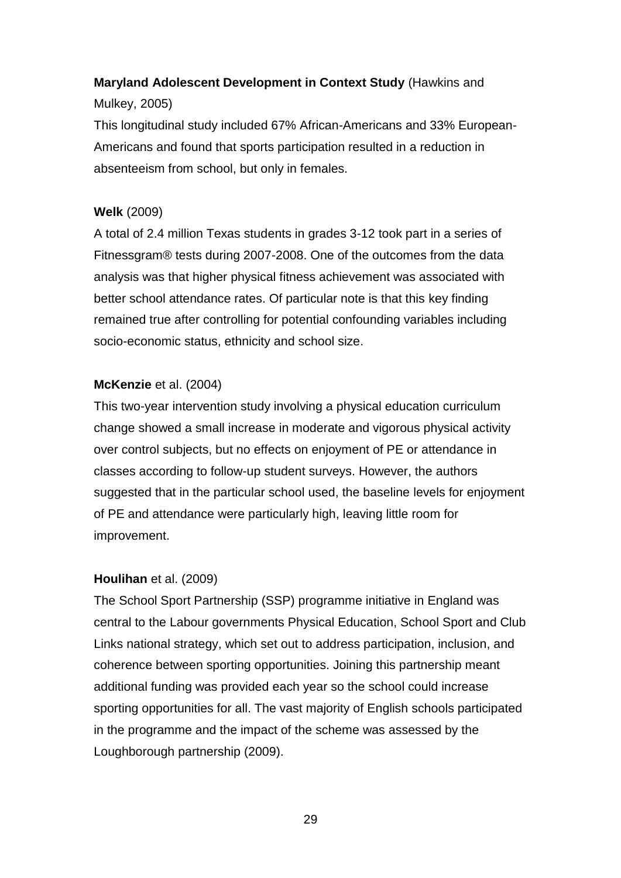**Maryland Adolescent Development in Context Study** (Hawkins and Mulkey, 2005)

This longitudinal study included 67% African-Americans and 33% European-Americans and found that sports participation resulted in a reduction in absenteeism from school, but only in females.

**Welk** (2009)

A total of 2.4 million Texas students in grades 3-12 took part in a series of Fitnessgram® tests during 2007-2008. One of the outcomes from the data analysis was that higher physical fitness achievement was associated with better school attendance rates. Of particular note is that this key finding remained true after controlling for potential confounding variables including socio-economic status, ethnicity and school size.

**McKenzie** et al. (2004)

This two-year intervention study involving a physical education curriculum change showed a small increase in moderate and vigorous physical activity over control subjects, but no effects on enjoyment of PE or attendance in classes according to follow-up student surveys. However, the authors suggested that in the particular school used, the baseline levels for enjoyment of PE and attendance were particularly high, leaving little room for improvement.

**Houlihan** et al. (2009)

The School Sport Partnership (SSP) programme initiative in England was central to the Labour governments Physical Education, School Sport and Club Links national strategy, which set out to address participation, inclusion, and coherence between sporting opportunities. Joining this partnership meant additional funding was provided each year so the school could increase sporting opportunities for all. The vast majority of English schools participated in the programme and the impact of the scheme was assessed by the Loughborough partnership (2009).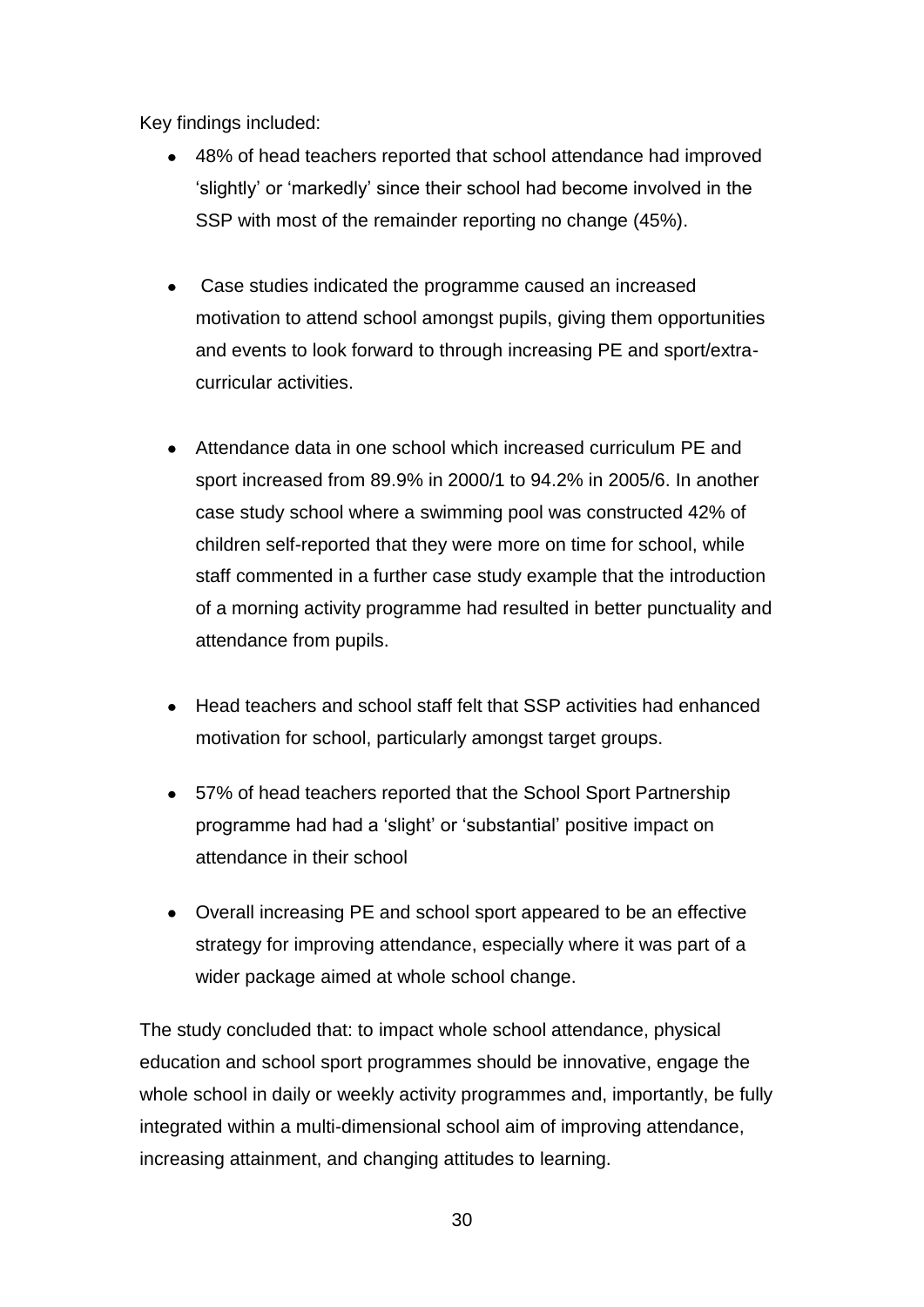Key findings included:

- 48% of head teachers reported that school attendance had improved 'slightly' or 'markedly' since their school had become involved in the SSP with most of the remainder reporting no change (45%).

- Case studies indicated the programme caused an increased motivation to attend school amongst pupils, giving them opportunities and events to look forward to through increasing PE and sport/extra-curricular activities.

- Attendance data in one school which increased curriculum PE and sport increased from 89.9% in 2000/1 to 94.2% in 2005/6. In another case study school where a swimming pool was constructed 42% of children self-reported that they were more on time for school, while staff commented in a further case study example that the introduction of a morning activity programme had resulted in better punctuality and attendance from pupils.

- Head teachers and school staff felt that SSP activities had enhanced motivation for school, particularly amongst target groups.

- 57% of head teachers reported that the School Sport Partnership programme had had a 'slight' or 'substantial' positive impact on attendance in their school

- Overall increasing PE and school sport appeared to be an effective strategy for improving attendance, especially where it was part of a wider package aimed at whole school change.

The study concluded that: to impact whole school attendance, physical education and school sport programmes should be innovative, engage the whole school in daily or weekly activity programmes and, importantly, be fully integrated within a multi-dimensional school aim of improving attendance, increasing attainment, and changing attitudes to learning.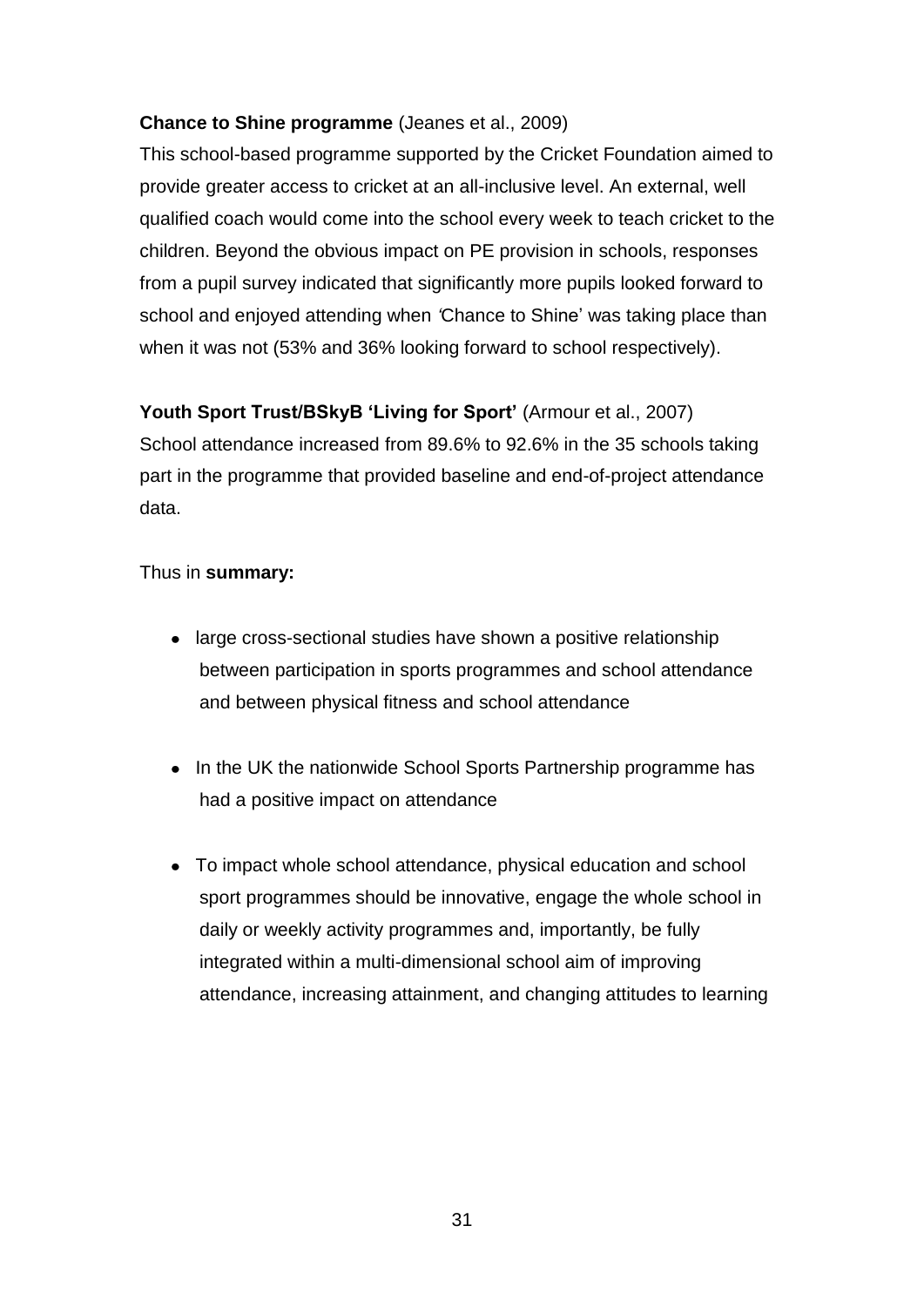**Chance to Shine programme** (Jeanes et al., 2009)
This school-based programme supported by the Cricket Foundation aimed to provide greater access to cricket at an all-inclusive level. An external, well qualified coach would come into the school every week to teach cricket to the children. Beyond the obvious impact on PE provision in schools, responses from a pupil survey indicated that significantly more pupils looked forward to school and enjoyed attending when 'Chance to Shine' was taking place than when it was not (53% and 36% looking forward to school respectively).

**Youth Sport Trust/BSkyB 'Living for Sport'** (Armour et al., 2007)
School attendance increased from 89.6% to 92.6% in the 35 schools taking part in the programme that provided baseline and end-of-project attendance data.

Thus in **summary:**

- large cross-sectional studies have shown a positive relationship between participation in sports programmes and school attendance and between physical fitness and school attendance
- In the UK the nationwide School Sports Partnership programme has had a positive impact on attendance
- To impact whole school attendance, physical education and school sport programmes should be innovative, engage the whole school in daily or weekly activity programmes and, importantly, be fully integrated within a multi-dimensional school aim of improving attendance, increasing attainment, and changing attitudes to learning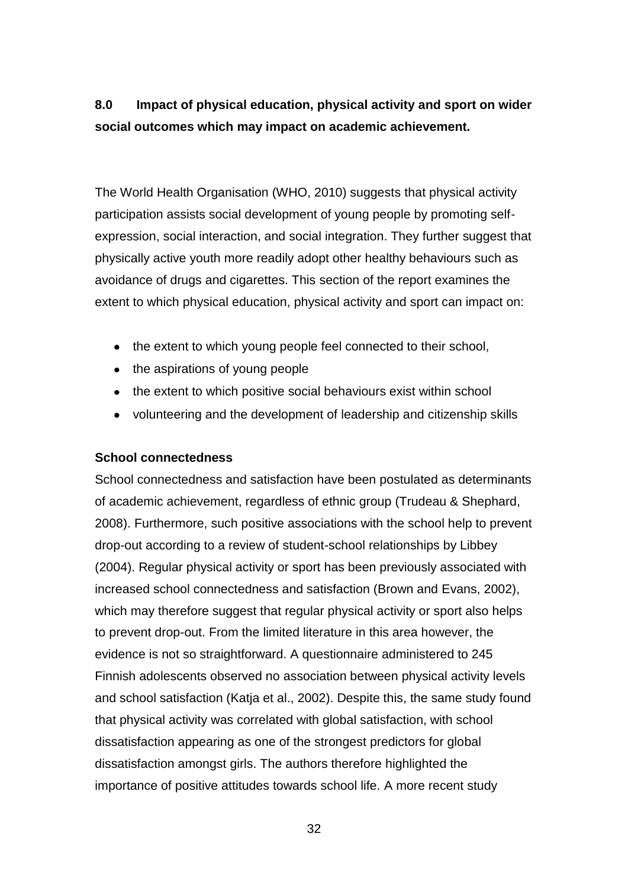## 8.0 Impact of physical education, physical activity and sport on wider social outcomes which may impact on academic achievement.

The World Health Organisation (WHO, 2010) suggests that physical activity participation assists social development of young people by promoting self-expression, social interaction, and social integration. They further suggest that physically active youth more readily adopt other healthy behaviours such as avoidance of drugs and cigarettes. This section of the report examines the extent to which physical education, physical activity and sport can impact on:

- the extent to which young people feel connected to their school,
- the aspirations of young people
- the extent to which positive social behaviours exist within school
- volunteering and the development of leadership and citizenship skills

**School connectedness**

School connectedness and satisfaction have been postulated as determinants of academic achievement, regardless of ethnic group (Trudeau & Shephard, 2008). Furthermore, such positive associations with the school help to prevent drop-out according to a review of student-school relationships by Libbey (2004). Regular physical activity or sport has been previously associated with increased school connectedness and satisfaction (Brown and Evans, 2002), which may therefore suggest that regular physical activity or sport also helps to prevent drop-out. From the limited literature in this area however, the evidence is not so straightforward. A questionnaire administered to 245 Finnish adolescents observed no association between physical activity levels and school satisfaction (Katja et al., 2002). Despite this, the same study found that physical activity was correlated with global satisfaction, with school dissatisfaction appearing as one of the strongest predictors for global dissatisfaction amongst girls. The authors therefore highlighted the importance of positive attitudes towards school life. A more recent study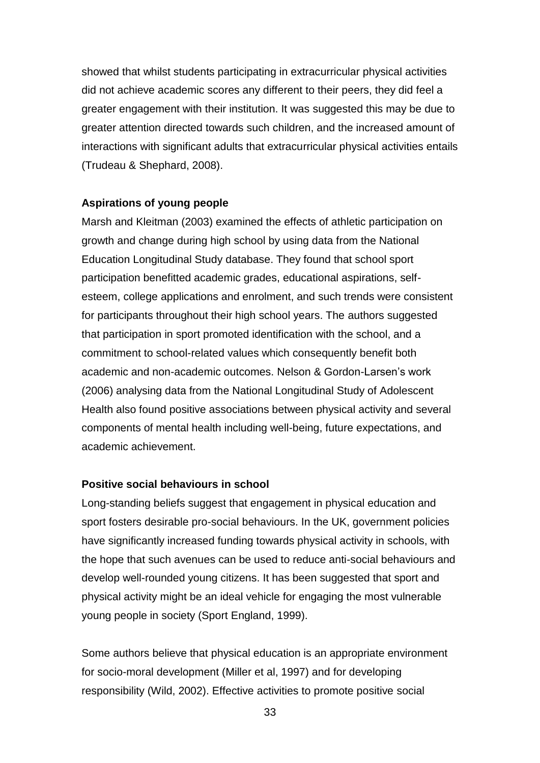showed that whilst students participating in extracurricular physical activities did not achieve academic scores any different to their peers, they did feel a greater engagement with their institution. It was suggested this may be due to greater attention directed towards such children, and the increased amount of interactions with significant adults that extracurricular physical activities entails (Trudeau & Shephard, 2008).

**Aspirations of young people**

Marsh and Kleitman (2003) examined the effects of athletic participation on growth and change during high school by using data from the National Education Longitudinal Study database. They found that school sport participation benefitted academic grades, educational aspirations, self-esteem, college applications and enrolment, and such trends were consistent for participants throughout their high school years. The authors suggested that participation in sport promoted identification with the school, and a commitment to school-related values which consequently benefit both academic and non-academic outcomes. Nelson & Gordon-Larsen's work (2006) analysing data from the National Longitudinal Study of Adolescent Health also found positive associations between physical activity and several components of mental health including well-being, future expectations, and academic achievement.

**Positive social behaviours in school**

Long-standing beliefs suggest that engagement in physical education and sport fosters desirable pro-social behaviours. In the UK, government policies have significantly increased funding towards physical activity in schools, with the hope that such avenues can be used to reduce anti-social behaviours and develop well-rounded young citizens. It has been suggested that sport and physical activity might be an ideal vehicle for engaging the most vulnerable young people in society (Sport England, 1999).

Some authors believe that physical education is an appropriate environment for socio-moral development (Miller et al, 1997) and for developing responsibility (Wild, 2002). Effective activities to promote positive social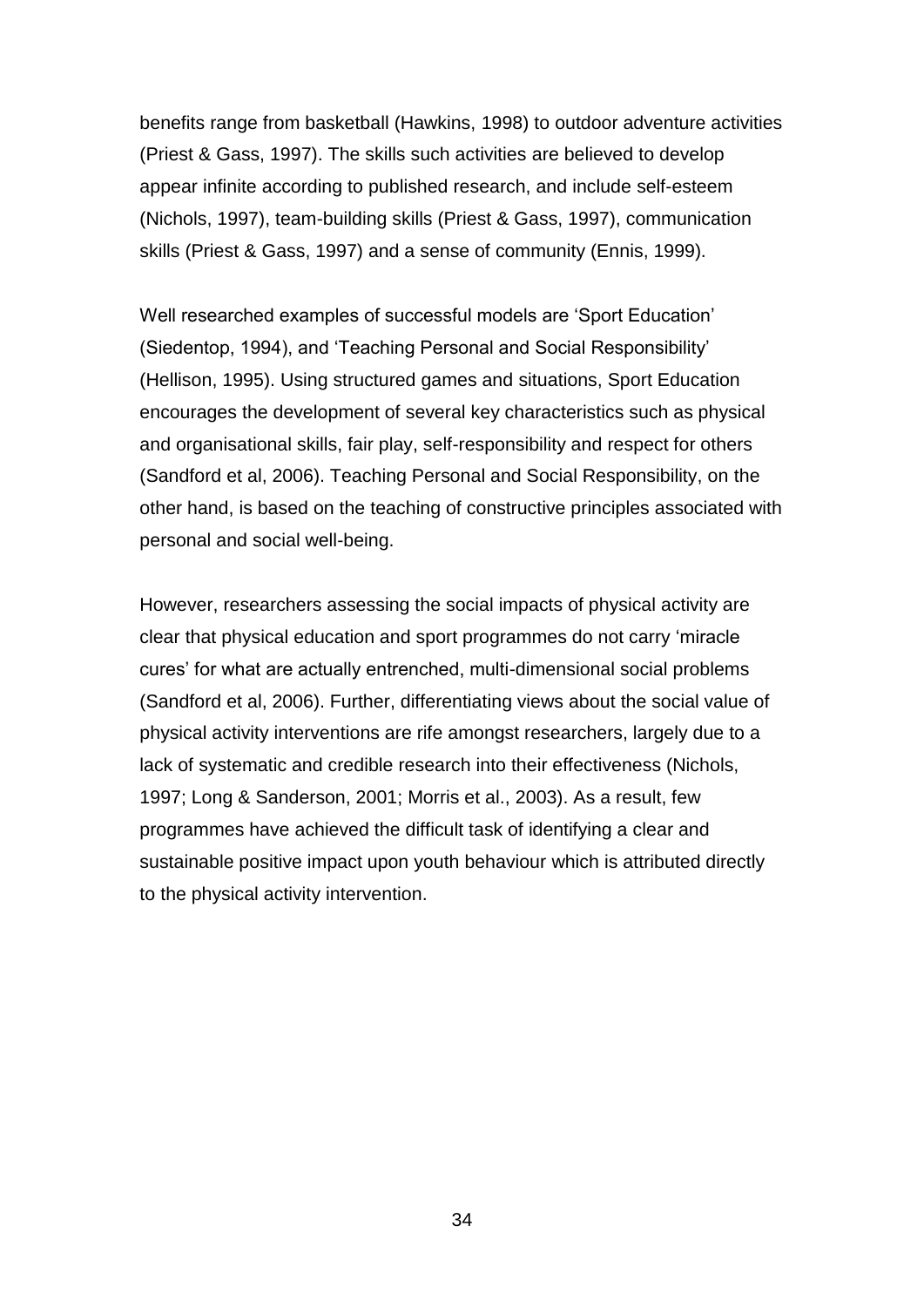benefits range from basketball (Hawkins, 1998) to outdoor adventure activities (Priest & Gass, 1997). The skills such activities are believed to develop appear infinite according to published research, and include self-esteem (Nichols, 1997), team-building skills (Priest & Gass, 1997), communication skills (Priest & Gass, 1997) and a sense of community (Ennis, 1999).

Well researched examples of successful models are 'Sport Education' (Siedentop, 1994), and 'Teaching Personal and Social Responsibility' (Hellison, 1995). Using structured games and situations, Sport Education encourages the development of several key characteristics such as physical and organisational skills, fair play, self-responsibility and respect for others (Sandford et al, 2006). Teaching Personal and Social Responsibility, on the other hand, is based on the teaching of constructive principles associated with personal and social well-being.

However, researchers assessing the social impacts of physical activity are clear that physical education and sport programmes do not carry 'miracle cures' for what are actually entrenched, multi-dimensional social problems (Sandford et al, 2006). Further, differentiating views about the social value of physical activity interventions are rife amongst researchers, largely due to a lack of systematic and credible research into their effectiveness (Nichols, 1997; Long & Sanderson, 2001; Morris et al., 2003). As a result, few programmes have achieved the difficult task of identifying a clear and sustainable positive impact upon youth behaviour which is attributed directly to the physical activity intervention.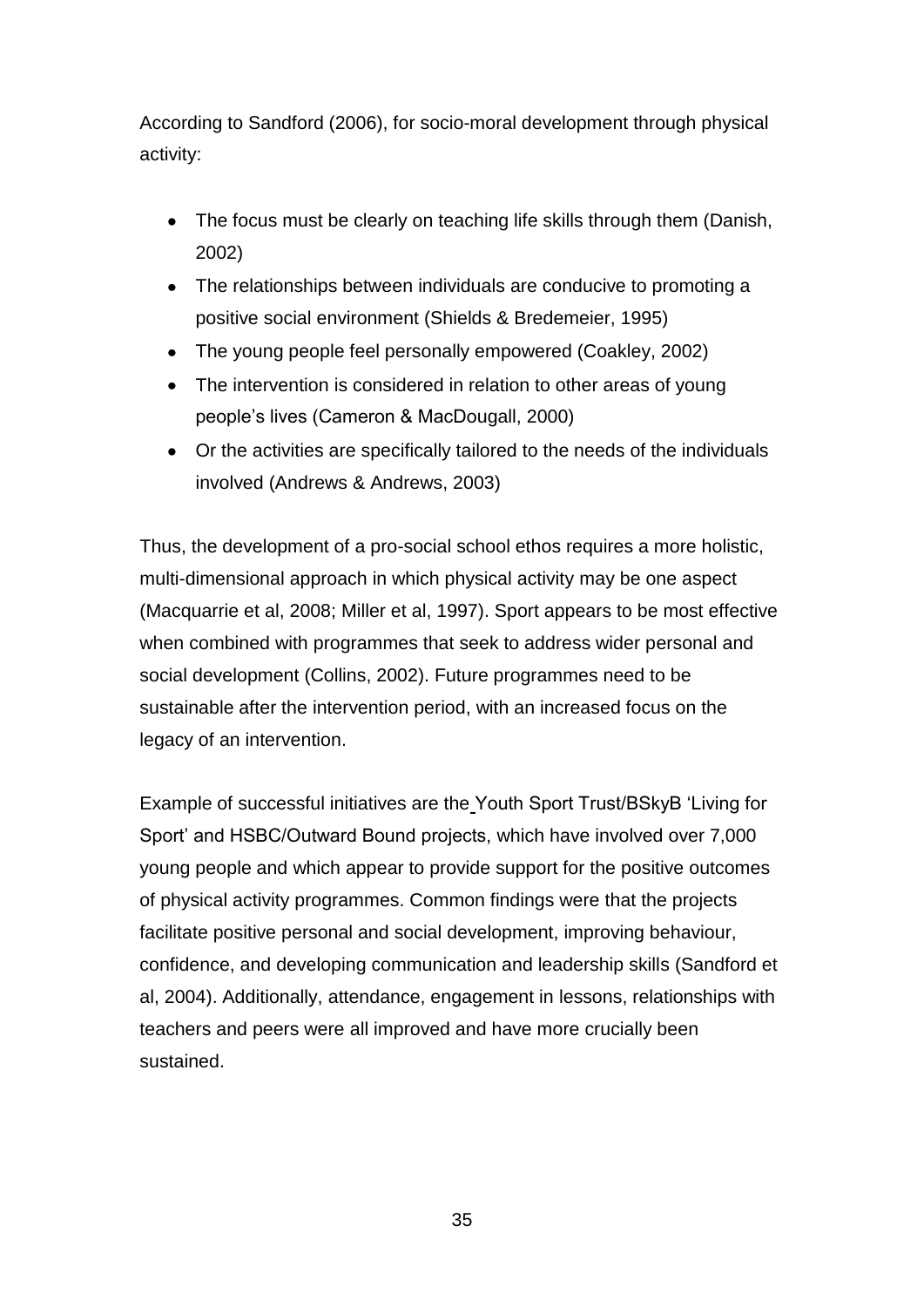According to Sandford (2006), for socio-moral development through physical activity:

- The focus must be clearly on teaching life skills through them (Danish, 2002)
- The relationships between individuals are conducive to promoting a positive social environment (Shields & Bredemeier, 1995)
- The young people feel personally empowered (Coakley, 2002)
- The intervention is considered in relation to other areas of young people's lives (Cameron & MacDougall, 2000)
- Or the activities are specifically tailored to the needs of the individuals involved (Andrews & Andrews, 2003)

Thus, the development of a pro-social school ethos requires a more holistic, multi-dimensional approach in which physical activity may be one aspect (Macquarrie et al, 2008; Miller et al, 1997). Sport appears to be most effective when combined with programmes that seek to address wider personal and social development (Collins, 2002). Future programmes need to be sustainable after the intervention period, with an increased focus on the legacy of an intervention.

Example of successful initiatives are the Youth Sport Trust/BSkyB 'Living for Sport' and HSBC/Outward Bound projects, which have involved over 7,000 young people and which appear to provide support for the positive outcomes of physical activity programmes. Common findings were that the projects facilitate positive personal and social development, improving behaviour, confidence, and developing communication and leadership skills (Sandford et al, 2004). Additionally, attendance, engagement in lessons, relationships with teachers and peers were all improved and have more crucially been sustained.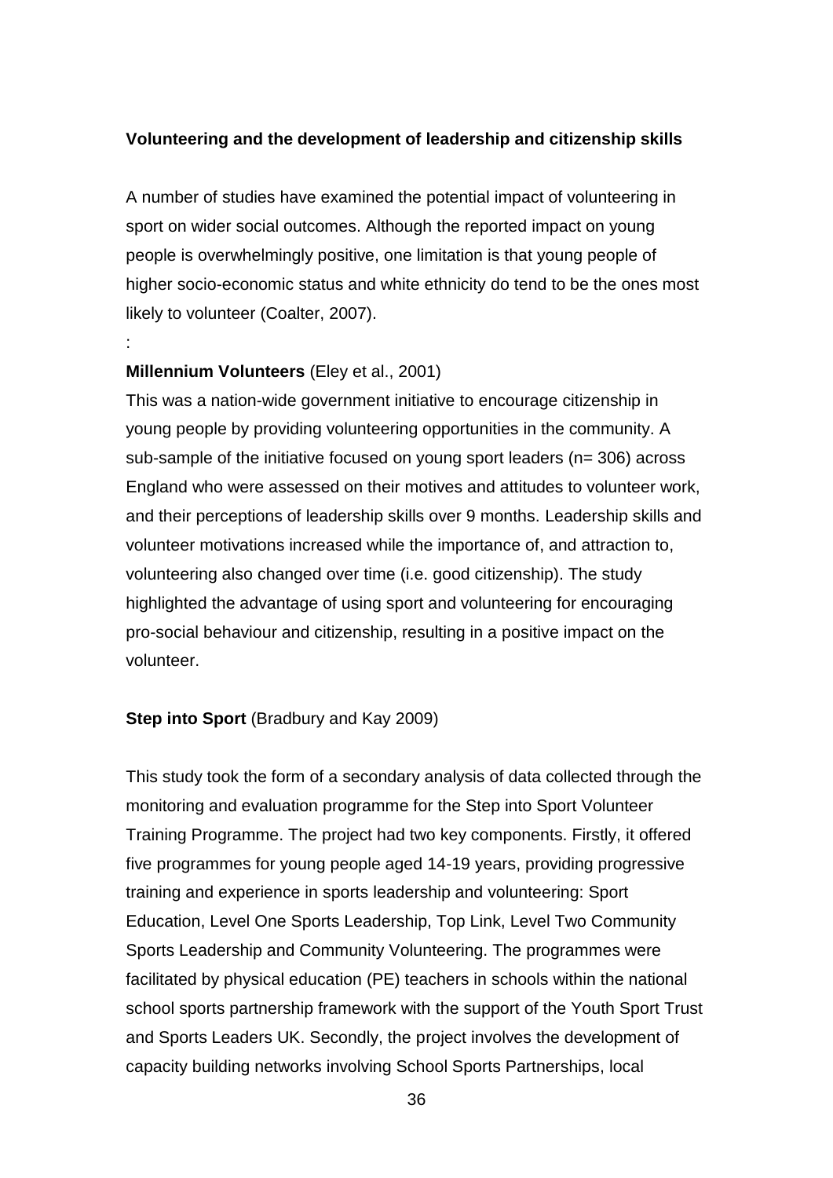**Volunteering and the development of leadership and citizenship skills**

A number of studies have examined the potential impact of volunteering in sport on wider social outcomes. Although the reported impact on young people is overwhelmingly positive, one limitation is that young people of higher socio-economic status and white ethnicity do tend to be the ones most likely to volunteer (Coalter, 2007).

:

**Millennium Volunteers** (Eley et al., 2001)
This was a nation-wide government initiative to encourage citizenship in young people by providing volunteering opportunities in the community. A sub-sample of the initiative focused on young sport leaders (n= 306) across England who were assessed on their motives and attitudes to volunteer work, and their perceptions of leadership skills over 9 months. Leadership skills and volunteer motivations increased while the importance of, and attraction to, volunteering also changed over time (i.e. good citizenship). The study highlighted the advantage of using sport and volunteering for encouraging pro-social behaviour and citizenship, resulting in a positive impact on the volunteer.

**Step into Sport** (Bradbury and Kay 2009)

This study took the form of a secondary analysis of data collected through the monitoring and evaluation programme for the Step into Sport Volunteer Training Programme. The project had two key components. Firstly, it offered five programmes for young people aged 14-19 years, providing progressive training and experience in sports leadership and volunteering: Sport Education, Level One Sports Leadership, Top Link, Level Two Community Sports Leadership and Community Volunteering. The programmes were facilitated by physical education (PE) teachers in schools within the national school sports partnership framework with the support of the Youth Sport Trust and Sports Leaders UK. Secondly, the project involves the development of capacity building networks involving School Sports Partnerships, local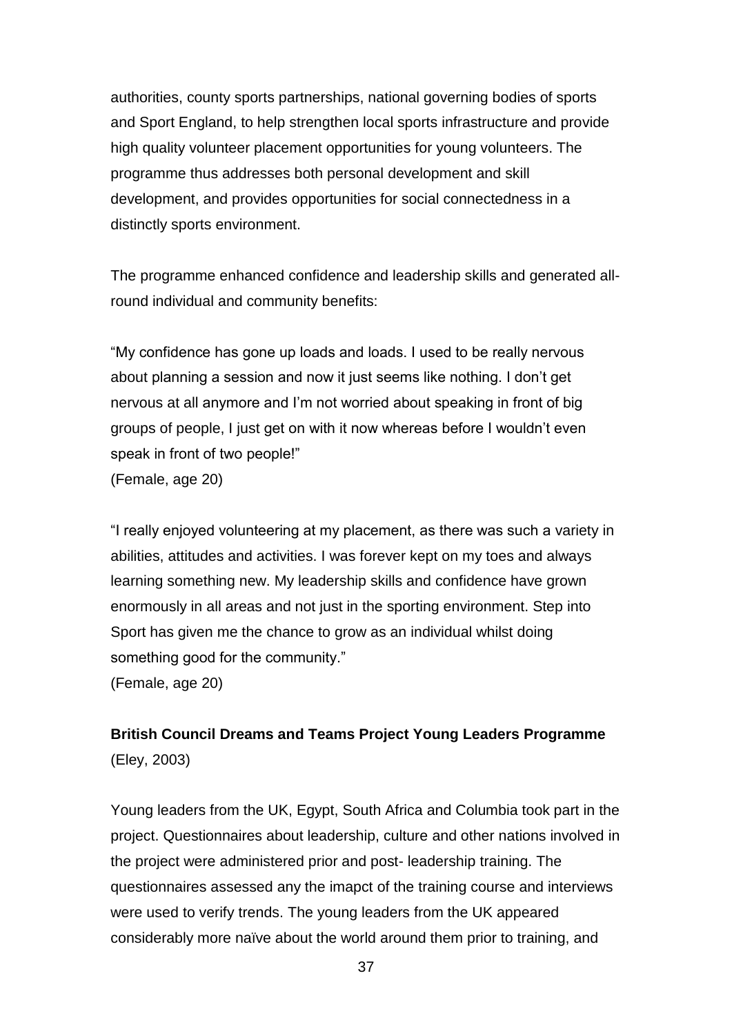authorities, county sports partnerships, national governing bodies of sports and Sport England, to help strengthen local sports infrastructure and provide high quality volunteer placement opportunities for young volunteers. The programme thus addresses both personal development and skill development, and provides opportunities for social connectedness in a distinctly sports environment.

The programme enhanced confidence and leadership skills and generated all-round individual and community benefits:

"My confidence has gone up loads and loads. I used to be really nervous about planning a session and now it just seems like nothing. I don't get nervous at all anymore and I'm not worried about speaking in front of big groups of people, I just get on with it now whereas before I wouldn't even speak in front of two people!"
(Female, age 20)

"I really enjoyed volunteering at my placement, as there was such a variety in abilities, attitudes and activities. I was forever kept on my toes and always learning something new. My leadership skills and confidence have grown enormously in all areas and not just in the sporting environment. Step into Sport has given me the chance to grow as an individual whilst doing something good for the community."
(Female, age 20)

**British Council Dreams and Teams Project Young Leaders Programme**
(Eley, 2003)

Young leaders from the UK, Egypt, South Africa and Columbia took part in the project. Questionnaires about leadership, culture and other nations involved in the project were administered prior and post- leadership training. The questionnaires assessed any the imapct of the training course and interviews were used to verify trends. The young leaders from the UK appeared considerably more naïve about the world around them prior to training, and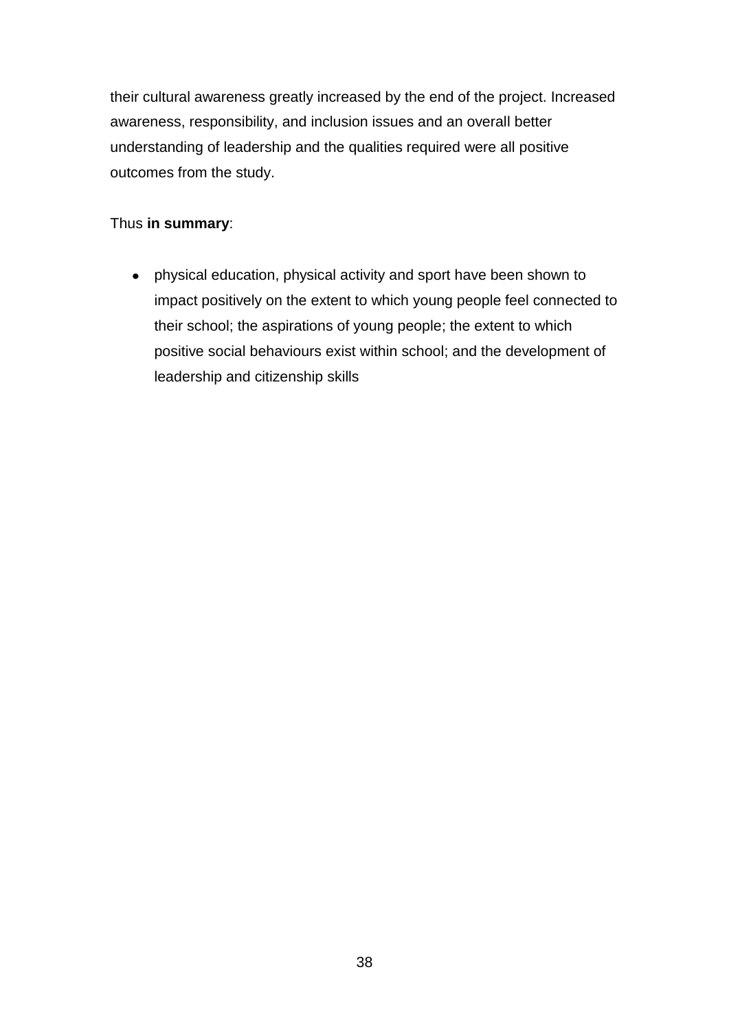their cultural awareness greatly increased by the end of the project. Increased awareness, responsibility, and inclusion issues and an overall better understanding of leadership and the qualities required were all positive outcomes from the study.

Thus **in summary**:

- physical education, physical activity and sport have been shown to impact positively on the extent to which young people feel connected to their school; the aspirations of young people; the extent to which positive social behaviours exist within school; and the development of leadership and citizenship skills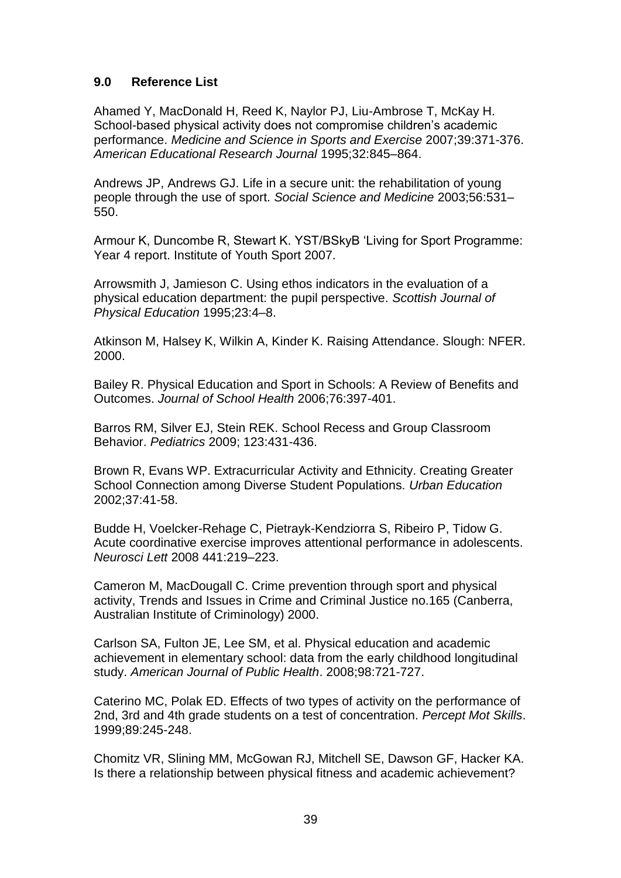## 9.0 Reference List

Ahamed Y, MacDonald H, Reed K, Naylor PJ, Liu-Ambrose T, McKay H. School-based physical activity does not compromise children's academic performance. *Medicine and Science in Sports and Exercise* 2007;39:371-376. *American Educational Research Journal* 1995;32:845–864.

Andrews JP, Andrews GJ. Life in a secure unit: the rehabilitation of young people through the use of sport. *Social Science and Medicine* 2003;56:531–550.

Armour K, Duncombe R, Stewart K. YST/BSkyB 'Living for Sport Programme: Year 4 report. Institute of Youth Sport 2007.

Arrowsmith J, Jamieson C. Using ethos indicators in the evaluation of a physical education department: the pupil perspective. *Scottish Journal of Physical Education* 1995;23:4–8.

Atkinson M, Halsey K, Wilkin A, Kinder K. Raising Attendance. Slough: NFER. 2000.

Bailey R. Physical Education and Sport in Schools: A Review of Benefits and Outcomes. *Journal of School Health* 2006;76:397-401.

Barros RM, Silver EJ, Stein REK. School Recess and Group Classroom Behavior. *Pediatrics* 2009; 123:431-436.

Brown R, Evans WP. Extracurricular Activity and Ethnicity. Creating Greater School Connection among Diverse Student Populations. *Urban Education* 2002;37:41-58.

Budde H, Voelcker-Rehage C, Pietrayk-Kendziorra S, Ribeiro P, Tidow G. Acute coordinative exercise improves attentional performance in adolescents. *Neurosci Lett* 2008 441:219–223.

Cameron M, MacDougall C. Crime prevention through sport and physical activity, Trends and Issues in Crime and Criminal Justice no.165 (Canberra, Australian Institute of Criminology) 2000.

Carlson SA, Fulton JE, Lee SM, et al. Physical education and academic achievement in elementary school: data from the early childhood longitudinal study. *American Journal of Public Health*. 2008;98:721-727.

Caterino MC, Polak ED. Effects of two types of activity on the performance of 2nd, 3rd and 4th grade students on a test of concentration. *Percept Mot Skills*. 1999;89:245-248.

Chomitz VR, Slining MM, McGowan RJ, Mitchell SE, Dawson GF, Hacker KA. Is there a relationship between physical fitness and academic achievement?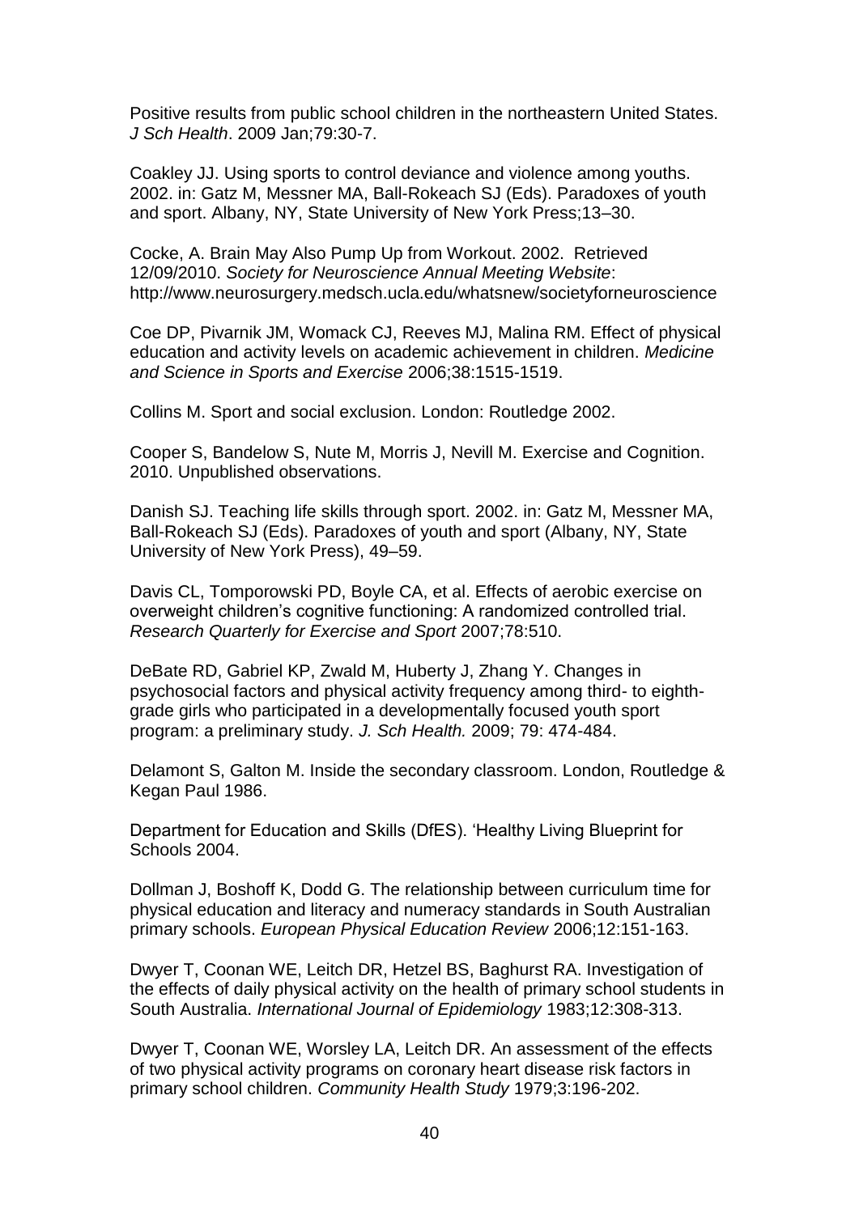Positive results from public school children in the northeastern United States. *J Sch Health*. 2009 Jan;79:30-7.

Coakley JJ. Using sports to control deviance and violence among youths. 2002. in: Gatz M, Messner MA, Ball-Rokeach SJ (Eds). Paradoxes of youth and sport. Albany, NY, State University of New York Press;13–30.

Cocke, A. Brain May Also Pump Up from Workout. 2002. Retrieved 12/09/2010. *Society for Neuroscience Annual Meeting Website*: http://www.neurosurgery.medsch.ucla.edu/whatsnew/societyforneuroscience

Coe DP, Pivarnik JM, Womack CJ, Reeves MJ, Malina RM. Effect of physical education and activity levels on academic achievement in children. *Medicine and Science in Sports and Exercise* 2006;38:1515-1519.

Collins M. Sport and social exclusion. London: Routledge 2002.

Cooper S, Bandelow S, Nute M, Morris J, Nevill M. Exercise and Cognition. 2010. Unpublished observations.

Danish SJ. Teaching life skills through sport. 2002. in: Gatz M, Messner MA, Ball-Rokeach SJ (Eds). Paradoxes of youth and sport (Albany, NY, State University of New York Press), 49–59.

Davis CL, Tomporowski PD, Boyle CA, et al. Effects of aerobic exercise on overweight children's cognitive functioning: A randomized controlled trial. *Research Quarterly for Exercise and Sport* 2007;78:510.

DeBate RD, Gabriel KP, Zwald M, Huberty J, Zhang Y. Changes in psychosocial factors and physical activity frequency among third- to eighth-grade girls who participated in a developmentally focused youth sport program: a preliminary study. *J. Sch Health.* 2009; 79: 474-484.

Delamont S, Galton M. Inside the secondary classroom. London, Routledge & Kegan Paul 1986.

Department for Education and Skills (DfES). 'Healthy Living Blueprint for Schools 2004.

Dollman J, Boshoff K, Dodd G. The relationship between curriculum time for physical education and literacy and numeracy standards in South Australian primary schools. *European Physical Education Review* 2006;12:151-163.

Dwyer T, Coonan WE, Leitch DR, Hetzel BS, Baghurst RA. Investigation of the effects of daily physical activity on the health of primary school students in South Australia. *International Journal of Epidemiology* 1983;12:308-313.

Dwyer T, Coonan WE, Worsley LA, Leitch DR. An assessment of the effects of two physical activity programs on coronary heart disease risk factors in primary school children. *Community Health Study* 1979;3:196-202.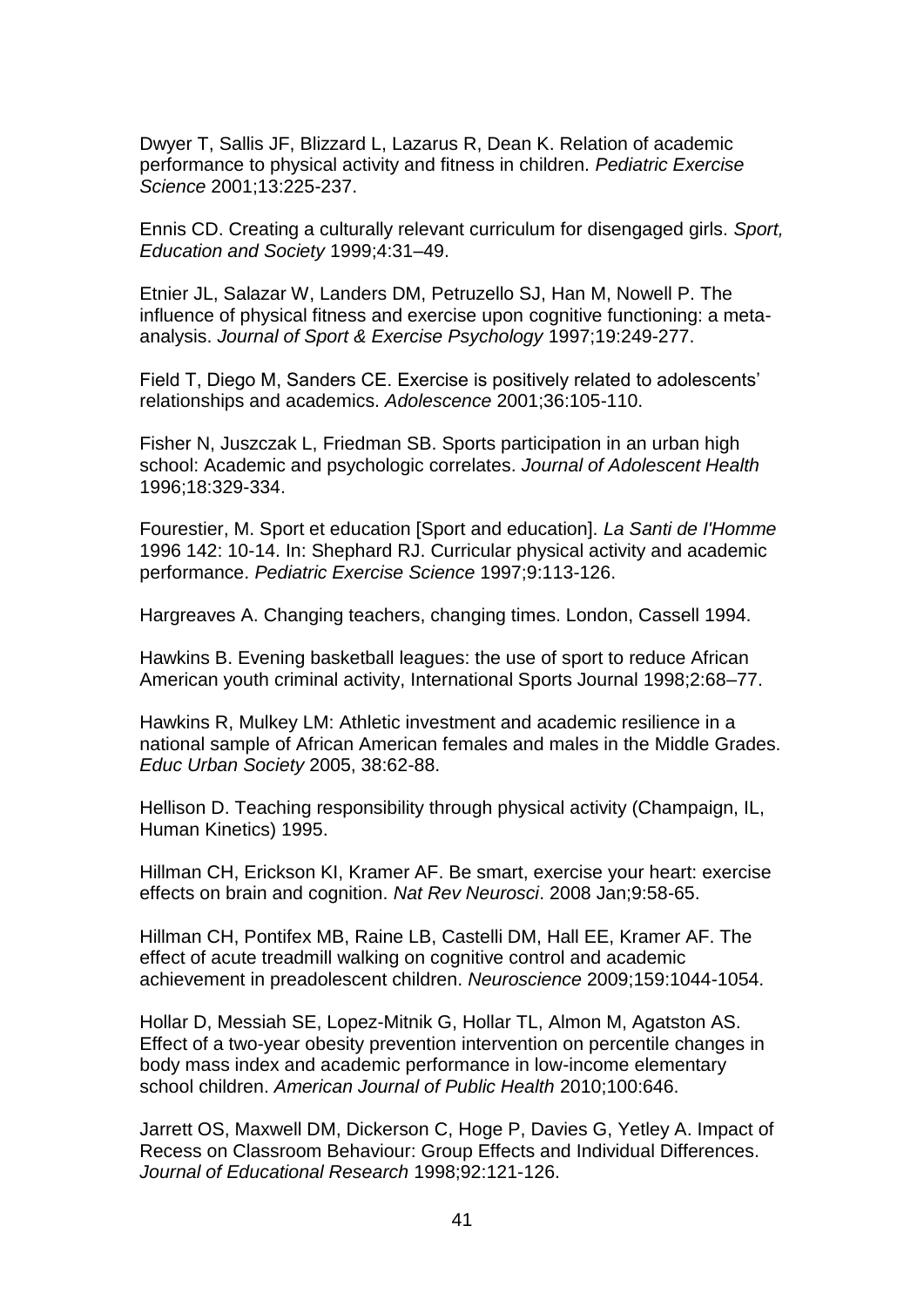Dwyer T, Sallis JF, Blizzard L, Lazarus R, Dean K. Relation of academic performance to physical activity and fitness in children. *Pediatric Exercise Science* 2001;13:225-237.

Ennis CD. Creating a culturally relevant curriculum for disengaged girls. *Sport, Education and Society* 1999;4:31–49.

Etnier JL, Salazar W, Landers DM, Petruzello SJ, Han M, Nowell P. The influence of physical fitness and exercise upon cognitive functioning: a meta-analysis. *Journal of Sport & Exercise Psychology* 1997;19:249-277.

Field T, Diego M, Sanders CE. Exercise is positively related to adolescents' relationships and academics. *Adolescence* 2001;36:105-110.

Fisher N, Juszczak L, Friedman SB. Sports participation in an urban high school: Academic and psychologic correlates. *Journal of Adolescent Health* 1996;18:329-334.

Fourestier, M. Sport et education [Sport and education]. *La Santi de I'Homme* 1996 142: 10-14. In: Shephard RJ. Curricular physical activity and academic performance. *Pediatric Exercise Science* 1997;9:113-126.

Hargreaves A. Changing teachers, changing times. London, Cassell 1994.

Hawkins B. Evening basketball leagues: the use of sport to reduce African American youth criminal activity, International Sports Journal 1998;2:68–77.

Hawkins R, Mulkey LM: Athletic investment and academic resilience in a national sample of African American females and males in the Middle Grades. *Educ Urban Society* 2005, 38:62-88.

Hellison D. Teaching responsibility through physical activity (Champaign, IL, Human Kinetics) 1995.

Hillman CH, Erickson KI, Kramer AF. Be smart, exercise your heart: exercise effects on brain and cognition. *Nat Rev Neurosci*. 2008 Jan;9:58-65.

Hillman CH, Pontifex MB, Raine LB, Castelli DM, Hall EE, Kramer AF. The effect of acute treadmill walking on cognitive control and academic achievement in preadolescent children. *Neuroscience* 2009;159:1044-1054.

Hollar D, Messiah SE, Lopez-Mitnik G, Hollar TL, Almon M, Agatston AS. Effect of a two-year obesity prevention intervention on percentile changes in body mass index and academic performance in low-income elementary school children. *American Journal of Public Health* 2010;100:646.

Jarrett OS, Maxwell DM, Dickerson C, Hoge P, Davies G, Yetley A. Impact of Recess on Classroom Behaviour: Group Effects and Individual Differences. *Journal of Educational Research* 1998;92:121-126.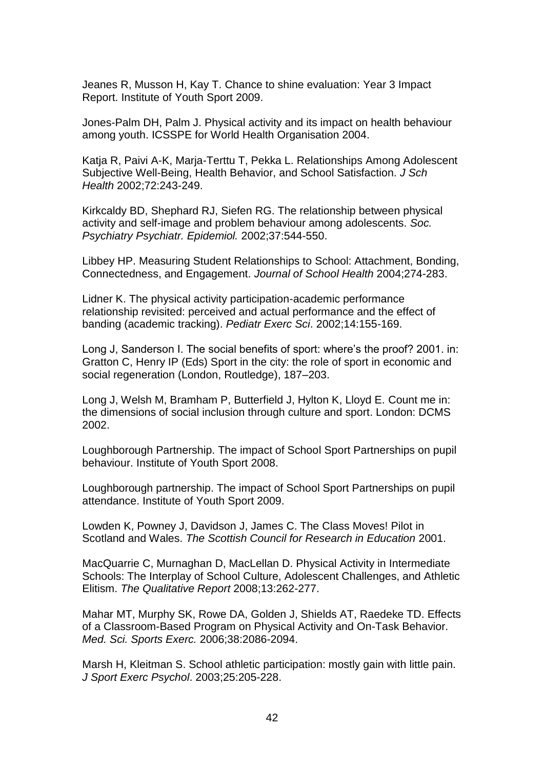Jeanes R, Musson H, Kay T. Chance to shine evaluation: Year 3 Impact Report. Institute of Youth Sport 2009.

Jones-Palm DH, Palm J. Physical activity and its impact on health behaviour among youth. ICSSPE for World Health Organisation 2004.

Katja R, Paivi A-K, Marja-Terttu T, Pekka L. Relationships Among Adolescent Subjective Well-Being, Health Behavior, and School Satisfaction. *J Sch Health* 2002;72:243-249.

Kirkcaldy BD, Shephard RJ, Siefen RG. The relationship between physical activity and self-image and problem behaviour among adolescents. *Soc. Psychiatry Psychiatr. Epidemiol.* 2002;37:544-550.

Libbey HP. Measuring Student Relationships to School: Attachment, Bonding, Connectedness, and Engagement. *Journal of School Health* 2004;274-283.

Lidner K. The physical activity participation-academic performance relationship revisited: perceived and actual performance and the effect of banding (academic tracking). *Pediatr Exerc Sci*. 2002;14:155-169.

Long J, Sanderson I. The social benefits of sport: where's the proof? 2001. in: Gratton C, Henry IP (Eds) Sport in the city: the role of sport in economic and social regeneration (London, Routledge), 187–203.

Long J, Welsh M, Bramham P, Butterfield J, Hylton K, Lloyd E. Count me in: the dimensions of social inclusion through culture and sport. London: DCMS 2002.

Loughborough Partnership. The impact of School Sport Partnerships on pupil behaviour. Institute of Youth Sport 2008.

Loughborough partnership. The impact of School Sport Partnerships on pupil attendance. Institute of Youth Sport 2009.

Lowden K, Powney J, Davidson J, James C. The Class Moves! Pilot in Scotland and Wales. *The Scottish Council for Research in Education* 2001.

MacQuarrie C, Murnaghan D, MacLellan D. Physical Activity in Intermediate Schools: The Interplay of School Culture, Adolescent Challenges, and Athletic Elitism. *The Qualitative Report* 2008;13:262-277.

Mahar MT, Murphy SK, Rowe DA, Golden J, Shields AT, Raedeke TD. Effects of a Classroom-Based Program on Physical Activity and On-Task Behavior. *Med. Sci. Sports Exerc.* 2006;38:2086-2094.

Marsh H, Kleitman S. School athletic participation: mostly gain with little pain. *J Sport Exerc Psychol*. 2003;25:205-228.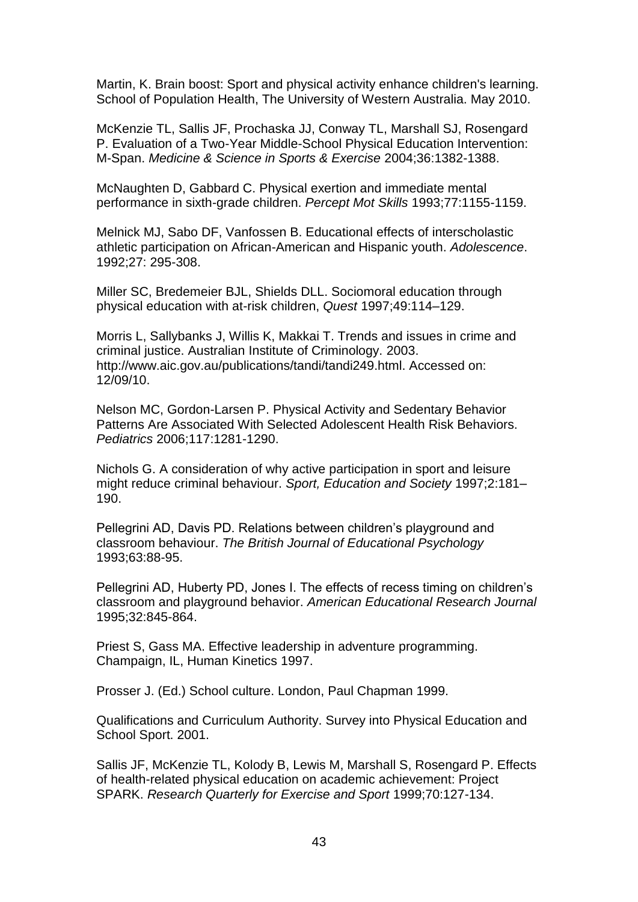Martin, K. Brain boost: Sport and physical activity enhance children's learning. School of Population Health, The University of Western Australia. May 2010.

McKenzie TL, Sallis JF, Prochaska JJ, Conway TL, Marshall SJ, Rosengard P. Evaluation of a Two-Year Middle-School Physical Education Intervention: M-Span. *Medicine & Science in Sports & Exercise* 2004;36:1382-1388.

McNaughten D, Gabbard C. Physical exertion and immediate mental performance in sixth-grade children. *Percept Mot Skills* 1993;77:1155-1159.

Melnick MJ, Sabo DF, Vanfossen B. Educational effects of interscholastic athletic participation on African-American and Hispanic youth. *Adolescence*. 1992;27: 295-308.

Miller SC, Bredemeier BJL, Shields DLL. Sociomoral education through physical education with at-risk children, *Quest* 1997;49:114–129.

Morris L, Sallybanks J, Willis K, Makkai T. Trends and issues in crime and criminal justice. Australian Institute of Criminology. 2003. http://www.aic.gov.au/publications/tandi/tandi249.html. Accessed on: 12/09/10.

Nelson MC, Gordon-Larsen P. Physical Activity and Sedentary Behavior Patterns Are Associated With Selected Adolescent Health Risk Behaviors. *Pediatrics* 2006;117:1281-1290.

Nichols G. A consideration of why active participation in sport and leisure might reduce criminal behaviour. *Sport, Education and Society* 1997;2:181–190.

Pellegrini AD, Davis PD. Relations between children's playground and classroom behaviour. *The British Journal of Educational Psychology* 1993;63:88-95.

Pellegrini AD, Huberty PD, Jones I. The effects of recess timing on children's classroom and playground behavior. *American Educational Research Journal* 1995;32:845-864.

Priest S, Gass MA. Effective leadership in adventure programming. Champaign, IL, Human Kinetics 1997.

Prosser J. (Ed.) School culture. London, Paul Chapman 1999.

Qualifications and Curriculum Authority. Survey into Physical Education and School Sport. 2001.

Sallis JF, McKenzie TL, Kolody B, Lewis M, Marshall S, Rosengard P. Effects of health-related physical education on academic achievement: Project SPARK. *Research Quarterly for Exercise and Sport* 1999;70:127-134.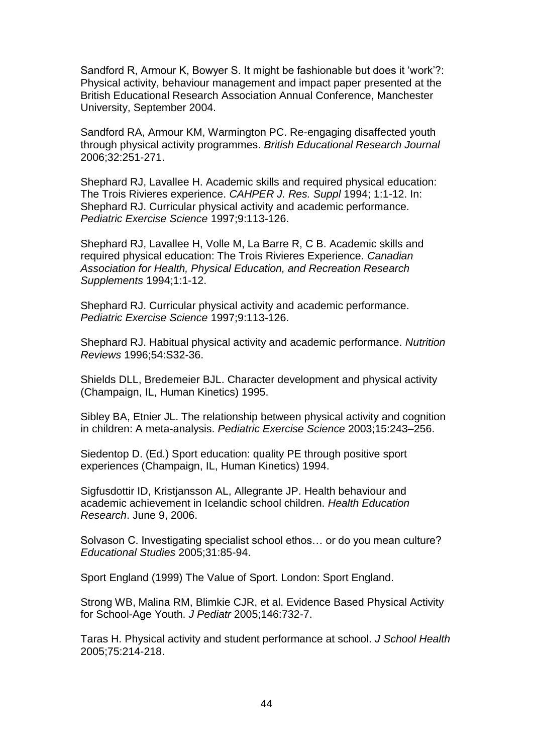Sandford R, Armour K, Bowyer S. It might be fashionable but does it 'work'?: Physical activity, behaviour management and impact paper presented at the British Educational Research Association Annual Conference, Manchester University, September 2004.

Sandford RA, Armour KM, Warmington PC. Re-engaging disaffected youth through physical activity programmes. *British Educational Research Journal* 2006;32:251-271.

Shephard RJ, Lavallee H. Academic skills and required physical education: The Trois Rivieres experience. *CAHPER J. Res. Suppl* 1994; 1:1-12. In: Shephard RJ. Curricular physical activity and academic performance. *Pediatric Exercise Science* 1997;9:113-126.

Shephard RJ, Lavallee H, Volle M, La Barre R, C B. Academic skills and required physical education: The Trois Rivieres Experience. *Canadian Association for Health, Physical Education, and Recreation Research Supplements* 1994;1:1-12.

Shephard RJ. Curricular physical activity and academic performance. *Pediatric Exercise Science* 1997;9:113-126.

Shephard RJ. Habitual physical activity and academic performance. *Nutrition Reviews* 1996;54:S32-36.

Shields DLL, Bredemeier BJL. Character development and physical activity (Champaign, IL, Human Kinetics) 1995.

Sibley BA, Etnier JL. The relationship between physical activity and cognition in children: A meta-analysis. *Pediatric Exercise Science* 2003;15:243–256.

Siedentop D. (Ed.) Sport education: quality PE through positive sport experiences (Champaign, IL, Human Kinetics) 1994.

Sigfusdottir ID, Kristjansson AL, Allegrante JP. Health behaviour and academic achievement in Icelandic school children. *Health Education Research*. June 9, 2006.

Solvason C. Investigating specialist school ethos… or do you mean culture? *Educational Studies* 2005;31:85-94.

Sport England (1999) The Value of Sport. London: Sport England.

Strong WB, Malina RM, Blimkie CJR, et al. Evidence Based Physical Activity for School-Age Youth. *J Pediatr* 2005;146:732-7.

Taras H. Physical activity and student performance at school. *J School Health* 2005;75:214-218.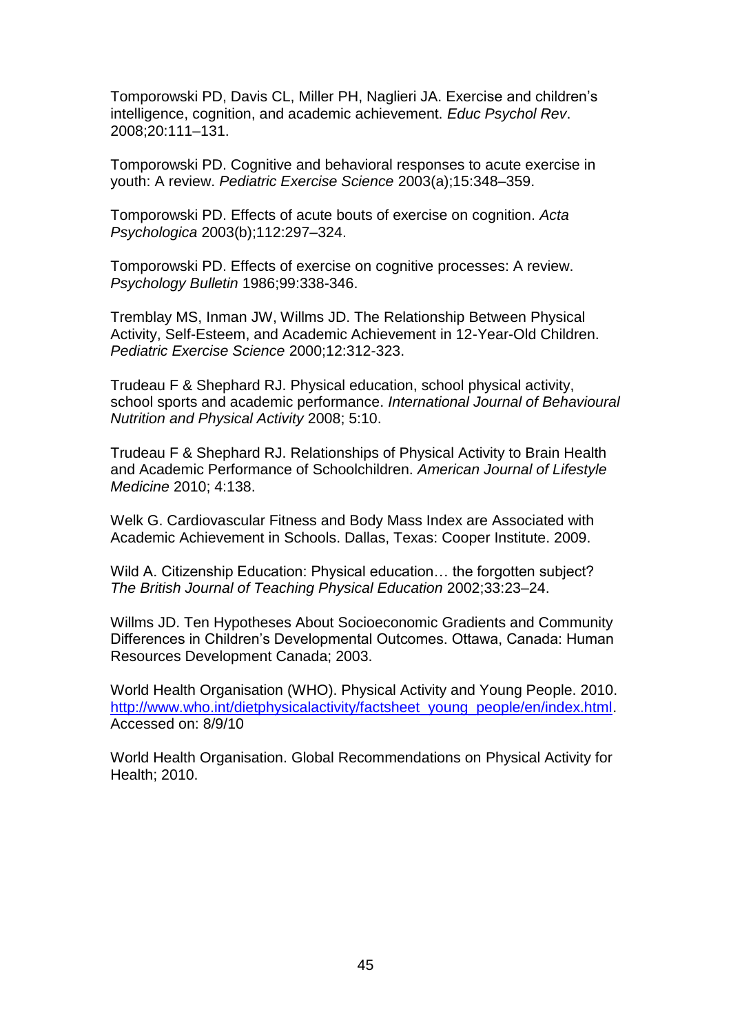Tomporowski PD, Davis CL, Miller PH, Naglieri JA. Exercise and children's intelligence, cognition, and academic achievement. *Educ Psychol Rev*. 2008;20:111–131.

Tomporowski PD. Cognitive and behavioral responses to acute exercise in youth: A review. *Pediatric Exercise Science* 2003(a);15:348–359.

Tomporowski PD. Effects of acute bouts of exercise on cognition. *Acta Psychologica* 2003(b);112:297–324.

Tomporowski PD. Effects of exercise on cognitive processes: A review. *Psychology Bulletin* 1986;99:338-346.

Tremblay MS, Inman JW, Willms JD. The Relationship Between Physical Activity, Self-Esteem, and Academic Achievement in 12-Year-Old Children. *Pediatric Exercise Science* 2000;12:312-323.

Trudeau F & Shephard RJ. Physical education, school physical activity, school sports and academic performance. *International Journal of Behavioural Nutrition and Physical Activity* 2008; 5:10.

Trudeau F & Shephard RJ. Relationships of Physical Activity to Brain Health and Academic Performance of Schoolchildren. *American Journal of Lifestyle Medicine* 2010; 4:138.

Welk G. Cardiovascular Fitness and Body Mass Index are Associated with Academic Achievement in Schools. Dallas, Texas: Cooper Institute. 2009.

Wild A. Citizenship Education: Physical education… the forgotten subject? *The British Journal of Teaching Physical Education* 2002;33:23–24.

Willms JD. Ten Hypotheses About Socioeconomic Gradients and Community Differences in Children's Developmental Outcomes. Ottawa, Canada: Human Resources Development Canada; 2003.

World Health Organisation (WHO). Physical Activity and Young People. 2010. http://www.who.int/dietphysicalactivity/factsheet_young_people/en/index.html. Accessed on: 8/9/10

World Health Organisation. Global Recommendations on Physical Activity for Health; 2010.